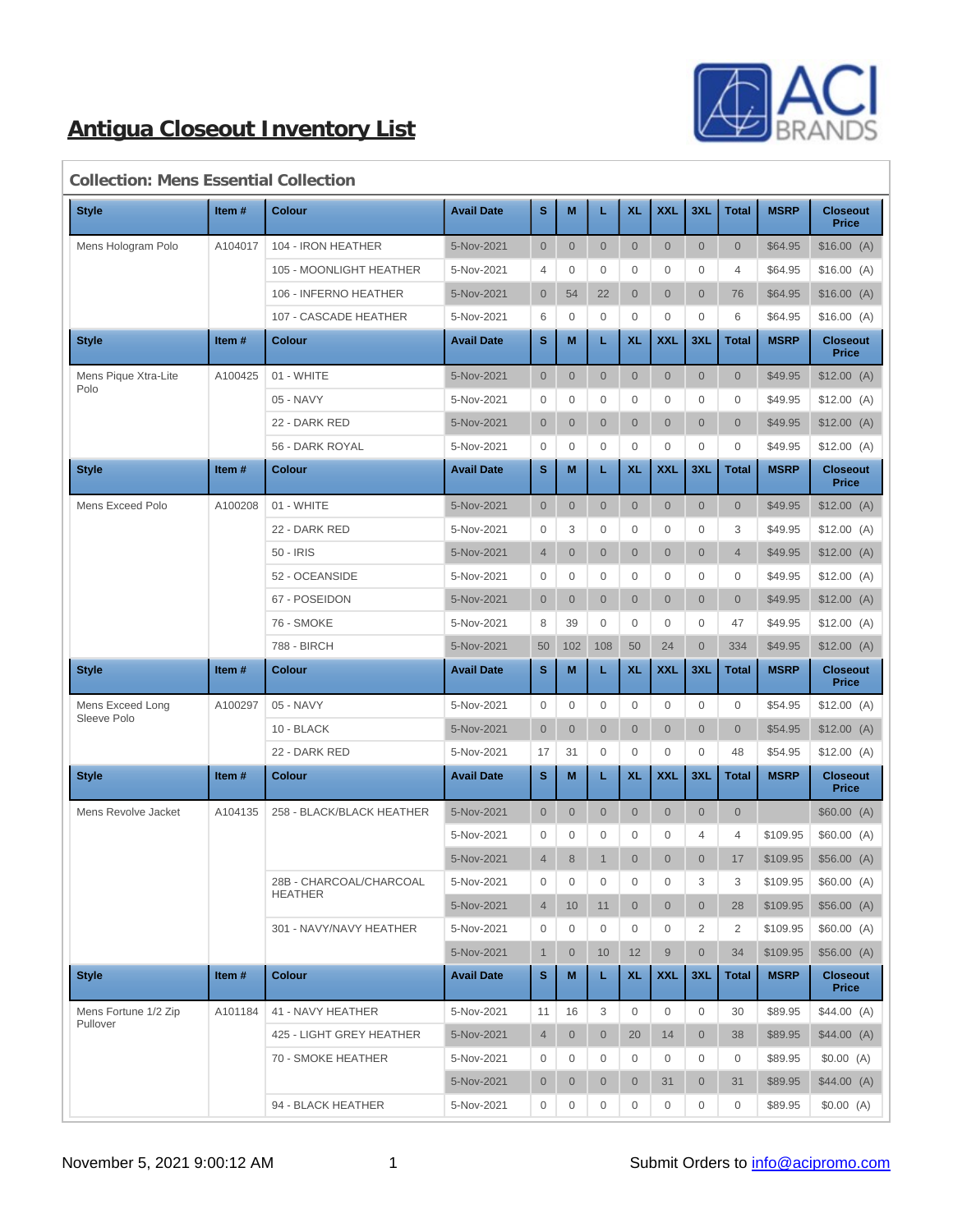# Antigua Closeout Inventory List

## Collection: Mens Essential Collection

| Style | Item # | Colour | Avail Date | S | M | L | XL | XXL | 3XL | Total | MSRP | Closeout Price |
|---|---|---|---|---|---|---|---|---|---|---|---|---|
| Mens Hologram Polo | A104017 | 104 - IRON HEATHER | 5-Nov-2021 | 0 | 0 | 0 | 0 | 0 | 0 | 0 | $64.95 | $16.00 (A) |
| | | 105 - MOONLIGHT HEATHER | 5-Nov-2021 | 4 | 0 | 0 | 0 | 0 | 0 | 4 | $64.95 | $16.00 (A) |
| | | 106 - INFERNO HEATHER | 5-Nov-2021 | 0 | 54 | 22 | 0 | 0 | 0 | 76 | $64.95 | $16.00 (A) |
| | | 107 - CASCADE HEATHER | 5-Nov-2021 | 6 | 0 | 0 | 0 | 0 | 0 | 6 | $64.95 | $16.00 (A) |

| Style | Item # | Colour | Avail Date | S | M | L | XL | XXL | 3XL | Total | MSRP | Closeout Price |
|---|---|---|---|---|---|---|---|---|---|---|---|---|
| Mens Pique Xtra-Lite Polo | A100425 | 01 - WHITE | 5-Nov-2021 | 0 | 0 | 0 | 0 | 0 | 0 | 0 | $49.95 | $12.00 (A) |
| | | 05 - NAVY | 5-Nov-2021 | 0 | 0 | 0 | 0 | 0 | 0 | 0 | $49.95 | $12.00 (A) |
| | | 22 - DARK RED | 5-Nov-2021 | 0 | 0 | 0 | 0 | 0 | 0 | 0 | $49.95 | $12.00 (A) |
| | | 56 - DARK ROYAL | 5-Nov-2021 | 0 | 0 | 0 | 0 | 0 | 0 | 0 | $49.95 | $12.00 (A) |

| Style | Item # | Colour | Avail Date | S | M | L | XL | XXL | 3XL | Total | MSRP | Closeout Price |
|---|---|---|---|---|---|---|---|---|---|---|---|---|
| Mens Exceed Polo | A100208 | 01 - WHITE | 5-Nov-2021 | 0 | 0 | 0 | 0 | 0 | 0 | 0 | $49.95 | $12.00 (A) |
| | | 22 - DARK RED | 5-Nov-2021 | 0 | 3 | 0 | 0 | 0 | 0 | 3 | $49.95 | $12.00 (A) |
| | | 50 - IRIS | 5-Nov-2021 | 4 | 0 | 0 | 0 | 0 | 0 | 4 | $49.95 | $12.00 (A) |
| | | 52 - OCEANSIDE | 5-Nov-2021 | 0 | 0 | 0 | 0 | 0 | 0 | 0 | $49.95 | $12.00 (A) |
| | | 67 - POSEIDON | 5-Nov-2021 | 0 | 0 | 0 | 0 | 0 | 0 | 0 | $49.95 | $12.00 (A) |
| | | 76 - SMOKE | 5-Nov-2021 | 8 | 39 | 0 | 0 | 0 | 0 | 47 | $49.95 | $12.00 (A) |
| | | 788 - BIRCH | 5-Nov-2021 | 50 | 102 | 108 | 50 | 24 | 0 | 334 | $49.95 | $12.00 (A) |

| Style | Item # | Colour | Avail Date | S | M | L | XL | XXL | 3XL | Total | MSRP | Closeout Price |
|---|---|---|---|---|---|---|---|---|---|---|---|---|
| Mens Exceed Long Sleeve Polo | A100297 | 05 - NAVY | 5-Nov-2021 | 0 | 0 | 0 | 0 | 0 | 0 | 0 | $54.95 | $12.00 (A) |
| | | 10 - BLACK | 5-Nov-2021 | 0 | 0 | 0 | 0 | 0 | 0 | 0 | $54.95 | $12.00 (A) |
| | | 22 - DARK RED | 5-Nov-2021 | 17 | 31 | 0 | 0 | 0 | 0 | 48 | $54.95 | $12.00 (A) |

| Style | Item # | Colour | Avail Date | S | M | L | XL | XXL | 3XL | Total | MSRP | Closeout Price |
|---|---|---|---|---|---|---|---|---|---|---|---|---|
| Mens Revolve Jacket | A104135 | 258 - BLACK/BLACK HEATHER | 5-Nov-2021 | 0 | 0 | 0 | 0 | 0 | 0 | 0 | | $60.00 (A) |
| | | | 5-Nov-2021 | 0 | 0 | 0 | 0 | 0 | 4 | 4 | $109.95 | $60.00 (A) |
| | | | 5-Nov-2021 | 4 | 8 | 1 | 0 | 0 | 0 | 17 | $109.95 | $56.00 (A) |
| | | 28B - CHARCOAL/CHARCOAL HEATHER | 5-Nov-2021 | 0 | 0 | 0 | 0 | 0 | 3 | 3 | $109.95 | $60.00 (A) |
| | | | 5-Nov-2021 | 4 | 10 | 11 | 0 | 0 | 0 | 28 | $109.95 | $56.00 (A) |
| | | 301 - NAVY/NAVY HEATHER | 5-Nov-2021 | 0 | 0 | 0 | 0 | 0 | 2 | 2 | $109.95 | $60.00 (A) |
| | | | 5-Nov-2021 | 1 | 0 | 10 | 12 | 9 | 0 | 34 | $109.95 | $56.00 (A) |

| Style | Item # | Colour | Avail Date | S | M | L | XL | XXL | 3XL | Total | MSRP | Closeout Price |
|---|---|---|---|---|---|---|---|---|---|---|---|---|
| Mens Fortune 1/2 Zip Pullover | A101184 | 41 - NAVY HEATHER | 5-Nov-2021 | 11 | 16 | 3 | 0 | 0 | 0 | 30 | $89.95 | $44.00 (A) |
| | | 425 - LIGHT GREY HEATHER | 5-Nov-2021 | 4 | 0 | 0 | 20 | 14 | 0 | 38 | $89.95 | $44.00 (A) |
| | | 70 - SMOKE HEATHER | 5-Nov-2021 | 0 | 0 | 0 | 0 | 0 | 0 | 0 | $89.95 | $0.00 (A) |
| | | | 5-Nov-2021 | 0 | 0 | 0 | 0 | 31 | 0 | 31 | $89.95 | $44.00 (A) |
| | | 94 - BLACK HEATHER | 5-Nov-2021 | 0 | 0 | 0 | 0 | 0 | 0 | 0 | $89.95 | $0.00 (A) |

November 5, 2021 9:00:12 AM — Submit Orders to info@acipromo.com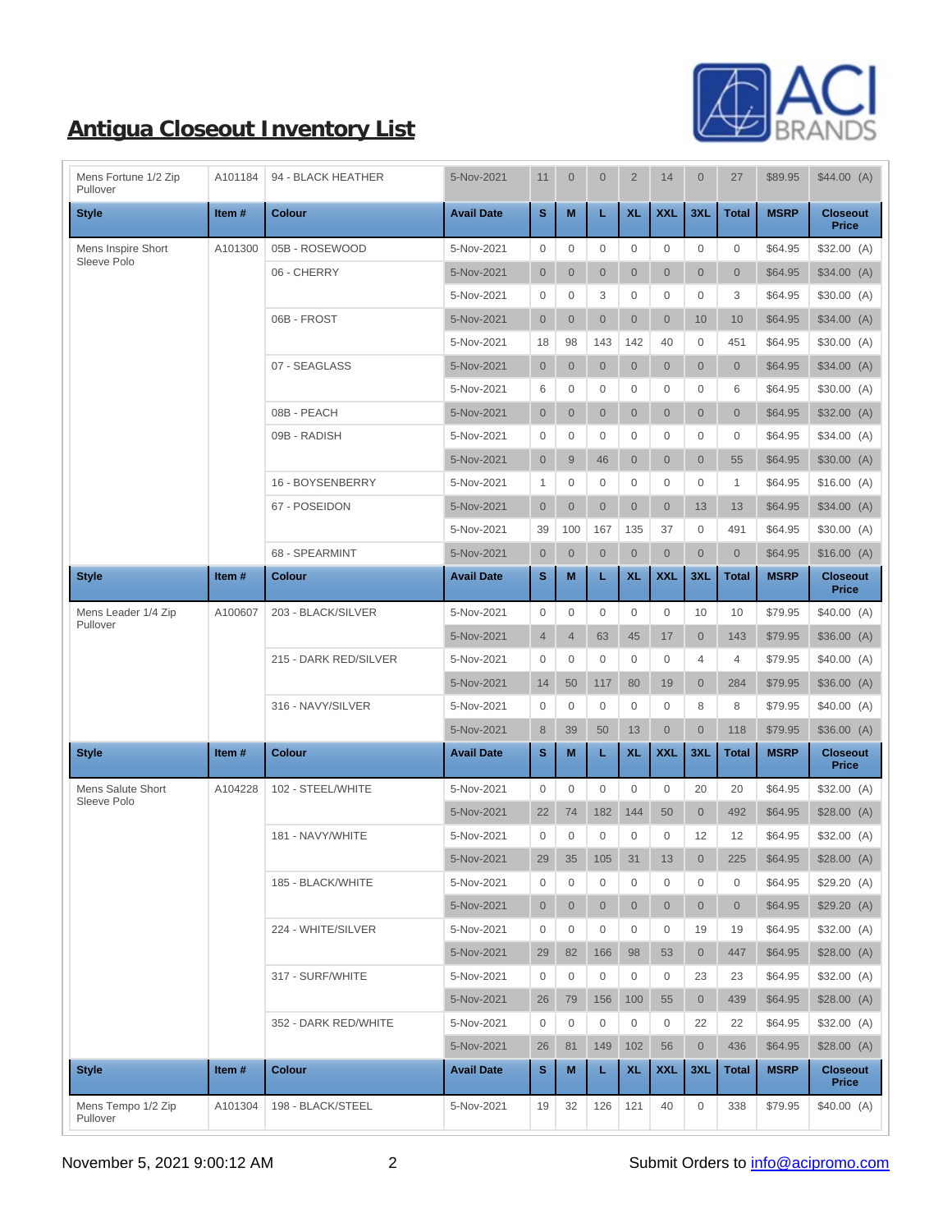# Antigua Closeout Inventory List

| Style | Item # | Colour | Avail Date | S | M | L | XL | XXL | 3XL | Total | MSRP | Closeout Price |
|---|---|---|---|---|---|---|---|---|---|---|---|---|
| Mens Fortune 1/2 Zip Pullover | A101184 | 94 - BLACK HEATHER | 5-Nov-2021 | 11 | 0 | 0 | 2 | 14 | 0 | 27 | $89.95 | $44.00 (A) |

| Style | Item # | Colour | Avail Date | S | M | L | XL | XXL | 3XL | Total | MSRP | Closeout Price |
|---|---|---|---|---|---|---|---|---|---|---|---|---|
| Mens Inspire Short Sleeve Polo | A101300 | 05B - ROSEWOOD | 5-Nov-2021 | 0 | 0 | 0 | 0 | 0 | 0 | 0 | $64.95 | $32.00 (A) |
| | | 06 - CHERRY | 5-Nov-2021 | 0 | 0 | 0 | 0 | 0 | 0 | 0 | $64.95 | $34.00 (A) |
| | | | 5-Nov-2021 | 0 | 0 | 3 | 0 | 0 | 0 | 3 | $64.95 | $30.00 (A) |
| | | 06B - FROST | 5-Nov-2021 | 0 | 0 | 0 | 0 | 0 | 10 | 10 | $64.95 | $34.00 (A) |
| | | | 5-Nov-2021 | 18 | 98 | 143 | 142 | 40 | 0 | 451 | $64.95 | $30.00 (A) |
| | | 07 - SEAGLASS | 5-Nov-2021 | 0 | 0 | 0 | 0 | 0 | 0 | 0 | $64.95 | $34.00 (A) |
| | | | 5-Nov-2021 | 6 | 0 | 0 | 0 | 0 | 0 | 6 | $64.95 | $30.00 (A) |
| | | 08B - PEACH | 5-Nov-2021 | 0 | 0 | 0 | 0 | 0 | 0 | 0 | $64.95 | $32.00 (A) |
| | | 09B - RADISH | 5-Nov-2021 | 0 | 0 | 0 | 0 | 0 | 0 | 0 | $64.95 | $34.00 (A) |
| | | | 5-Nov-2021 | 0 | 9 | 46 | 0 | 0 | 0 | 55 | $64.95 | $30.00 (A) |
| | | 16 - BOYSENBERRY | 5-Nov-2021 | 1 | 0 | 0 | 0 | 0 | 0 | 1 | $64.95 | $16.00 (A) |
| | | 67 - POSEIDON | 5-Nov-2021 | 0 | 0 | 0 | 0 | 0 | 13 | 13 | $64.95 | $34.00 (A) |
| | | | 5-Nov-2021 | 39 | 100 | 167 | 135 | 37 | 0 | 491 | $64.95 | $30.00 (A) |
| | | 68 - SPEARMINT | 5-Nov-2021 | 0 | 0 | 0 | 0 | 0 | 0 | 0 | $64.95 | $16.00 (A) |

| Style | Item # | Colour | Avail Date | S | M | L | XL | XXL | 3XL | Total | MSRP | Closeout Price |
|---|---|---|---|---|---|---|---|---|---|---|---|---|
| Mens Leader 1/4 Zip Pullover | A100607 | 203 - BLACK/SILVER | 5-Nov-2021 | 0 | 0 | 0 | 0 | 0 | 10 | 10 | $79.95 | $40.00 (A) |
| | | | 5-Nov-2021 | 4 | 4 | 63 | 45 | 17 | 0 | 143 | $79.95 | $36.00 (A) |
| | | 215 - DARK RED/SILVER | 5-Nov-2021 | 0 | 0 | 0 | 0 | 0 | 4 | 4 | $79.95 | $40.00 (A) |
| | | | 5-Nov-2021 | 14 | 50 | 117 | 80 | 19 | 0 | 284 | $79.95 | $36.00 (A) |
| | | 316 - NAVY/SILVER | 5-Nov-2021 | 0 | 0 | 0 | 0 | 0 | 8 | 8 | $79.95 | $40.00 (A) |
| | | | 5-Nov-2021 | 8 | 39 | 50 | 13 | 0 | 0 | 118 | $79.95 | $36.00 (A) |

| Style | Item # | Colour | Avail Date | S | M | L | XL | XXL | 3XL | Total | MSRP | Closeout Price |
|---|---|---|---|---|---|---|---|---|---|---|---|---|
| Mens Salute Short Sleeve Polo | A104228 | 102 - STEEL/WHITE | 5-Nov-2021 | 0 | 0 | 0 | 0 | 0 | 20 | 20 | $64.95 | $32.00 (A) |
| | | | 5-Nov-2021 | 22 | 74 | 182 | 144 | 50 | 0 | 492 | $64.95 | $28.00 (A) |
| | | 181 - NAVY/WHITE | 5-Nov-2021 | 0 | 0 | 0 | 0 | 0 | 12 | 12 | $64.95 | $32.00 (A) |
| | | | 5-Nov-2021 | 29 | 35 | 105 | 31 | 13 | 0 | 225 | $64.95 | $28.00 (A) |
| | | 185 - BLACK/WHITE | 5-Nov-2021 | 0 | 0 | 0 | 0 | 0 | 0 | 0 | $64.95 | $29.20 (A) |
| | | | 5-Nov-2021 | 0 | 0 | 0 | 0 | 0 | 0 | 0 | $64.95 | $29.20 (A) |
| | | 224 - WHITE/SILVER | 5-Nov-2021 | 0 | 0 | 0 | 0 | 0 | 19 | 19 | $64.95 | $32.00 (A) |
| | | | 5-Nov-2021 | 29 | 82 | 166 | 98 | 53 | 0 | 447 | $64.95 | $28.00 (A) |
| | | 317 - SURF/WHITE | 5-Nov-2021 | 0 | 0 | 0 | 0 | 0 | 23 | 23 | $64.95 | $32.00 (A) |
| | | | 5-Nov-2021 | 26 | 79 | 156 | 100 | 55 | 0 | 439 | $64.95 | $28.00 (A) |
| | | 352 - DARK RED/WHITE | 5-Nov-2021 | 0 | 0 | 0 | 0 | 0 | 22 | 22 | $64.95 | $32.00 (A) |
| | | | 5-Nov-2021 | 26 | 81 | 149 | 102 | 56 | 0 | 436 | $64.95 | $28.00 (A) |

| Style | Item # | Colour | Avail Date | S | M | L | XL | XXL | 3XL | Total | MSRP | Closeout Price |
|---|---|---|---|---|---|---|---|---|---|---|---|---|
| Mens Tempo 1/2 Zip Pullover | A101304 | 198 - BLACK/STEEL | 5-Nov-2021 | 19 | 32 | 126 | 121 | 40 | 0 | 338 | $79.95 | $40.00 (A) |

November 5, 2021 9:00:12 AM

Submit Orders to info@acipromo.com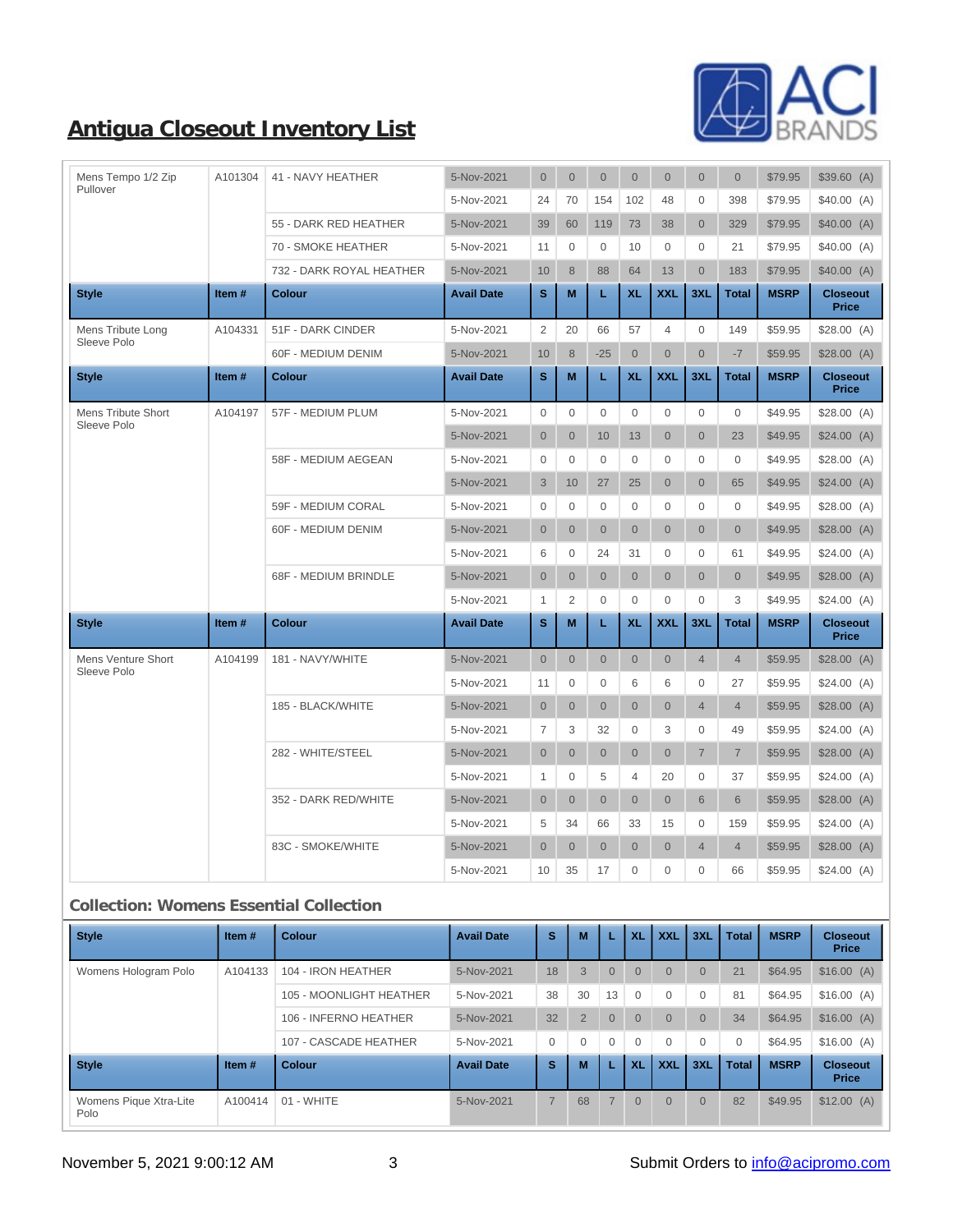## Antigua Closeout Inventory List

| Style | Item # | Colour | Avail Date | S | M | L | XL | XXL | 3XL | Total | MSRP | Closeout Price |
|---|---|---|---|---|---|---|---|---|---|---|---|---|
| Mens Tempo 1/2 Zip Pullover | A101304 | 41 - NAVY HEATHER | 5-Nov-2021 | 0 | 0 | 0 | 0 | 0 | 0 | 0 | $79.95 | $39.60 (A) |
| | | | 5-Nov-2021 | 24 | 70 | 154 | 102 | 48 | 0 | 398 | $79.95 | $40.00 (A) |
| | | 55 - DARK RED HEATHER | 5-Nov-2021 | 39 | 60 | 119 | 73 | 38 | 0 | 329 | $79.95 | $40.00 (A) |
| | | 70 - SMOKE HEATHER | 5-Nov-2021 | 11 | 0 | 0 | 10 | 0 | 0 | 21 | $79.95 | $40.00 (A) |
| | | 732 - DARK ROYAL HEATHER | 5-Nov-2021 | 10 | 8 | 88 | 64 | 13 | 0 | 183 | $79.95 | $40.00 (A) |

| Style | Item # | Colour | Avail Date | S | M | L | XL | XXL | 3XL | Total | MSRP | Closeout Price |
|---|---|---|---|---|---|---|---|---|---|---|---|---|
| Mens Tribute Long Sleeve Polo | A104331 | 51F - DARK CINDER | 5-Nov-2021 | 2 | 20 | 66 | 57 | 4 | 0 | 149 | $59.95 | $28.00 (A) |
| | | 60F - MEDIUM DENIM | 5-Nov-2021 | 10 | 8 | -25 | 0 | 0 | 0 | -7 | $59.95 | $28.00 (A) |

| Style | Item # | Colour | Avail Date | S | M | L | XL | XXL | 3XL | Total | MSRP | Closeout Price |
|---|---|---|---|---|---|---|---|---|---|---|---|---|
| Mens Tribute Short Sleeve Polo | A104197 | 57F - MEDIUM PLUM | 5-Nov-2021 | 0 | 0 | 0 | 0 | 0 | 0 | 0 | $49.95 | $28.00 (A) |
| | | | 5-Nov-2021 | 0 | 0 | 10 | 13 | 0 | 0 | 23 | $49.95 | $24.00 (A) |
| | | 58F - MEDIUM AEGEAN | 5-Nov-2021 | 0 | 0 | 0 | 0 | 0 | 0 | 0 | $49.95 | $28.00 (A) |
| | | | 5-Nov-2021 | 3 | 10 | 27 | 25 | 0 | 0 | 65 | $49.95 | $24.00 (A) |
| | | 59F - MEDIUM CORAL | 5-Nov-2021 | 0 | 0 | 0 | 0 | 0 | 0 | 0 | $49.95 | $28.00 (A) |
| | | 60F - MEDIUM DENIM | 5-Nov-2021 | 0 | 0 | 0 | 0 | 0 | 0 | 0 | $49.95 | $28.00 (A) |
| | | | 5-Nov-2021 | 6 | 0 | 24 | 31 | 0 | 0 | 61 | $49.95 | $24.00 (A) |
| | | 68F - MEDIUM BRINDLE | 5-Nov-2021 | 0 | 0 | 0 | 0 | 0 | 0 | 0 | $49.95 | $28.00 (A) |
| | | | 5-Nov-2021 | 1 | 2 | 0 | 0 | 0 | 0 | 3 | $49.95 | $24.00 (A) |

| Style | Item # | Colour | Avail Date | S | M | L | XL | XXL | 3XL | Total | MSRP | Closeout Price |
|---|---|---|---|---|---|---|---|---|---|---|---|---|
| Mens Venture Short Sleeve Polo | A104199 | 181 - NAVY/WHITE | 5-Nov-2021 | 0 | 0 | 0 | 0 | 0 | 4 | 4 | $59.95 | $28.00 (A) |
| | | | 5-Nov-2021 | 11 | 0 | 0 | 6 | 6 | 0 | 27 | $59.95 | $24.00 (A) |
| | | 185 - BLACK/WHITE | 5-Nov-2021 | 0 | 0 | 0 | 0 | 0 | 4 | 4 | $59.95 | $28.00 (A) |
| | | | 5-Nov-2021 | 7 | 3 | 32 | 0 | 3 | 0 | 49 | $59.95 | $24.00 (A) |
| | | 282 - WHITE/STEEL | 5-Nov-2021 | 0 | 0 | 0 | 0 | 0 | 7 | 7 | $59.95 | $28.00 (A) |
| | | | 5-Nov-2021 | 1 | 0 | 5 | 4 | 20 | 0 | 37 | $59.95 | $24.00 (A) |
| | | 352 - DARK RED/WHITE | 5-Nov-2021 | 0 | 0 | 0 | 0 | 0 | 6 | 6 | $59.95 | $28.00 (A) |
| | | | 5-Nov-2021 | 5 | 34 | 66 | 33 | 15 | 0 | 159 | $59.95 | $24.00 (A) |
| | | 83C - SMOKE/WHITE | 5-Nov-2021 | 0 | 0 | 0 | 0 | 0 | 4 | 4 | $59.95 | $28.00 (A) |
| | | | 5-Nov-2021 | 10 | 35 | 17 | 0 | 0 | 0 | 66 | $59.95 | $24.00 (A) |

### Collection: Womens Essential Collection

| Style | Item # | Colour | Avail Date | S | M | L | XL | XXL | 3XL | Total | MSRP | Closeout Price |
|---|---|---|---|---|---|---|---|---|---|---|---|---|
| Womens Hologram Polo | A104133 | 104 - IRON HEATHER | 5-Nov-2021 | 18 | 3 | 0 | 0 | 0 | 0 | 21 | $64.95 | $16.00 (A) |
| | | 105 - MOONLIGHT HEATHER | 5-Nov-2021 | 38 | 30 | 13 | 0 | 0 | 0 | 81 | $64.95 | $16.00 (A) |
| | | 106 - INFERNO HEATHER | 5-Nov-2021 | 32 | 2 | 0 | 0 | 0 | 0 | 34 | $64.95 | $16.00 (A) |
| | | 107 - CASCADE HEATHER | 5-Nov-2021 | 0 | 0 | 0 | 0 | 0 | 0 | 0 | $64.95 | $16.00 (A) |

| Style | Item # | Colour | Avail Date | S | M | L | XL | XXL | 3XL | Total | MSRP | Closeout Price |
|---|---|---|---|---|---|---|---|---|---|---|---|---|
| Womens Pique Xtra-Lite Polo | A100414 | 01 - WHITE | 5-Nov-2021 | 7 | 68 | 7 | 0 | 0 | 0 | 82 | $49.95 | $12.00 (A) |

November 5, 2021 9:00:12 AM Submit Orders to info@acipromo.com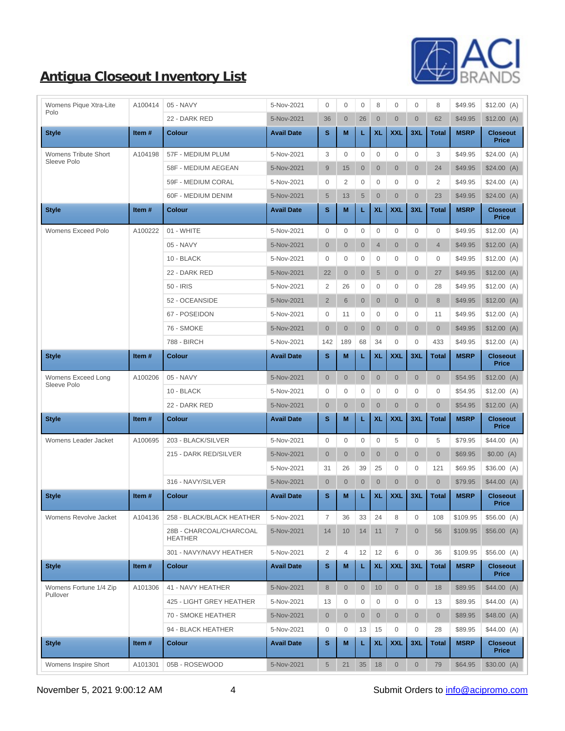# Antigua Closeout Inventory List

| Style | Item # | Colour | Avail Date | S | M | L | XL | XXL | 3XL | Total | MSRP | Closeout Price |
|---|---|---|---|---|---|---|---|---|---|---|---|---|
| Womens Pique Xtra-Lite Polo | A100414 | 05 - NAVY | 5-Nov-2021 | 0 | 0 | 0 | 8 | 0 | 0 | 8 | $49.95 | $12.00 (A) |
| | | 22 - DARK RED | 5-Nov-2021 | 36 | 0 | 26 | 0 | 0 | 0 | 62 | $49.95 | $12.00 (A) |

| Style | Item # | Colour | Avail Date | S | M | L | XL | XXL | 3XL | Total | MSRP | Closeout Price |
|---|---|---|---|---|---|---|---|---|---|---|---|---|
| Womens Tribute Short Sleeve Polo | A104198 | 57F - MEDIUM PLUM | 5-Nov-2021 | 3 | 0 | 0 | 0 | 0 | 0 | 3 | $49.95 | $24.00 (A) |
| | | 58F - MEDIUM AEGEAN | 5-Nov-2021 | 9 | 15 | 0 | 0 | 0 | 0 | 24 | $49.95 | $24.00 (A) |
| | | 59F - MEDIUM CORAL | 5-Nov-2021 | 0 | 2 | 0 | 0 | 0 | 0 | 2 | $49.95 | $24.00 (A) |
| | | 60F - MEDIUM DENIM | 5-Nov-2021 | 5 | 13 | 5 | 0 | 0 | 0 | 23 | $49.95 | $24.00 (A) |

| Style | Item # | Colour | Avail Date | S | M | L | XL | XXL | 3XL | Total | MSRP | Closeout Price |
|---|---|---|---|---|---|---|---|---|---|---|---|---|
| Womens Exceed Polo | A100222 | 01 - WHITE | 5-Nov-2021 | 0 | 0 | 0 | 0 | 0 | 0 | 0 | $49.95 | $12.00 (A) |
| | | 05 - NAVY | 5-Nov-2021 | 0 | 0 | 0 | 4 | 0 | 0 | 4 | $49.95 | $12.00 (A) |
| | | 10 - BLACK | 5-Nov-2021 | 0 | 0 | 0 | 0 | 0 | 0 | 0 | $49.95 | $12.00 (A) |
| | | 22 - DARK RED | 5-Nov-2021 | 22 | 0 | 0 | 5 | 0 | 0 | 27 | $49.95 | $12.00 (A) |
| | | 50 - IRIS | 5-Nov-2021 | 2 | 26 | 0 | 0 | 0 | 0 | 28 | $49.95 | $12.00 (A) |
| | | 52 - OCEANSIDE | 5-Nov-2021 | 2 | 6 | 0 | 0 | 0 | 0 | 8 | $49.95 | $12.00 (A) |
| | | 67 - POSEIDON | 5-Nov-2021 | 0 | 11 | 0 | 0 | 0 | 0 | 11 | $49.95 | $12.00 (A) |
| | | 76 - SMOKE | 5-Nov-2021 | 0 | 0 | 0 | 0 | 0 | 0 | 0 | $49.95 | $12.00 (A) |
| | | 788 - BIRCH | 5-Nov-2021 | 142 | 189 | 68 | 34 | 0 | 0 | 433 | $49.95 | $12.00 (A) |

| Style | Item # | Colour | Avail Date | S | M | L | XL | XXL | 3XL | Total | MSRP | Closeout Price |
|---|---|---|---|---|---|---|---|---|---|---|---|---|
| Womens Exceed Long Sleeve Polo | A100206 | 05 - NAVY | 5-Nov-2021 | 0 | 0 | 0 | 0 | 0 | 0 | 0 | $54.95 | $12.00 (A) |
| | | 10 - BLACK | 5-Nov-2021 | 0 | 0 | 0 | 0 | 0 | 0 | 0 | $54.95 | $12.00 (A) |
| | | 22 - DARK RED | 5-Nov-2021 | 0 | 0 | 0 | 0 | 0 | 0 | 0 | $54.95 | $12.00 (A) |

| Style | Item # | Colour | Avail Date | S | M | L | XL | XXL | 3XL | Total | MSRP | Closeout Price |
|---|---|---|---|---|---|---|---|---|---|---|---|---|
| Womens Leader Jacket | A100695 | 203 - BLACK/SILVER | 5-Nov-2021 | 0 | 0 | 0 | 0 | 5 | 0 | 5 | $79.95 | $44.00 (A) |
| | | 215 - DARK RED/SILVER | 5-Nov-2021 | 0 | 0 | 0 | 0 | 0 | 0 | 0 | $69.95 | $0.00 (A) |
| | | | 5-Nov-2021 | 31 | 26 | 39 | 25 | 0 | 0 | 121 | $69.95 | $36.00 (A) |
| | | 316 - NAVY/SILVER | 5-Nov-2021 | 0 | 0 | 0 | 0 | 0 | 0 | 0 | $79.95 | $44.00 (A) |

| Style | Item # | Colour | Avail Date | S | M | L | XL | XXL | 3XL | Total | MSRP | Closeout Price |
|---|---|---|---|---|---|---|---|---|---|---|---|---|
| Womens Revolve Jacket | A104136 | 258 - BLACK/BLACK HEATHER | 5-Nov-2021 | 7 | 36 | 33 | 24 | 8 | 0 | 108 | $109.95 | $56.00 (A) |
| | | 28B - CHARCOAL/CHARCOAL HEATHER | 5-Nov-2021 | 14 | 10 | 14 | 11 | 7 | 0 | 56 | $109.95 | $56.00 (A) |
| | | 301 - NAVY/NAVY HEATHER | 5-Nov-2021 | 2 | 4 | 12 | 12 | 6 | 0 | 36 | $109.95 | $56.00 (A) |

| Style | Item # | Colour | Avail Date | S | M | L | XL | XXL | 3XL | Total | MSRP | Closeout Price |
|---|---|---|---|---|---|---|---|---|---|---|---|---|
| Womens Fortune 1/4 Zip Pullover | A101306 | 41 - NAVY HEATHER | 5-Nov-2021 | 8 | 0 | 0 | 10 | 0 | 0 | 18 | $89.95 | $44.00 (A) |
| | | 425 - LIGHT GREY HEATHER | 5-Nov-2021 | 13 | 0 | 0 | 0 | 0 | 0 | 13 | $89.95 | $44.00 (A) |
| | | 70 - SMOKE HEATHER | 5-Nov-2021 | 0 | 0 | 0 | 0 | 0 | 0 | 0 | $89.95 | $48.00 (A) |
| | | 94 - BLACK HEATHER | 5-Nov-2021 | 0 | 0 | 13 | 15 | 0 | 0 | 28 | $89.95 | $44.00 (A) |

| Style | Item # | Colour | Avail Date | S | M | L | XL | XXL | 3XL | Total | MSRP | Closeout Price |
|---|---|---|---|---|---|---|---|---|---|---|---|---|
| Womens Inspire Short | A101301 | 05B - ROSEWOOD | 5-Nov-2021 | 5 | 21 | 35 | 18 | 0 | 0 | 79 | $64.95 | $30.00 (A) |

November 5, 2021 9:00:12 AM

Submit Orders to [info@acipromo.com](mailto:info@acipromo.com)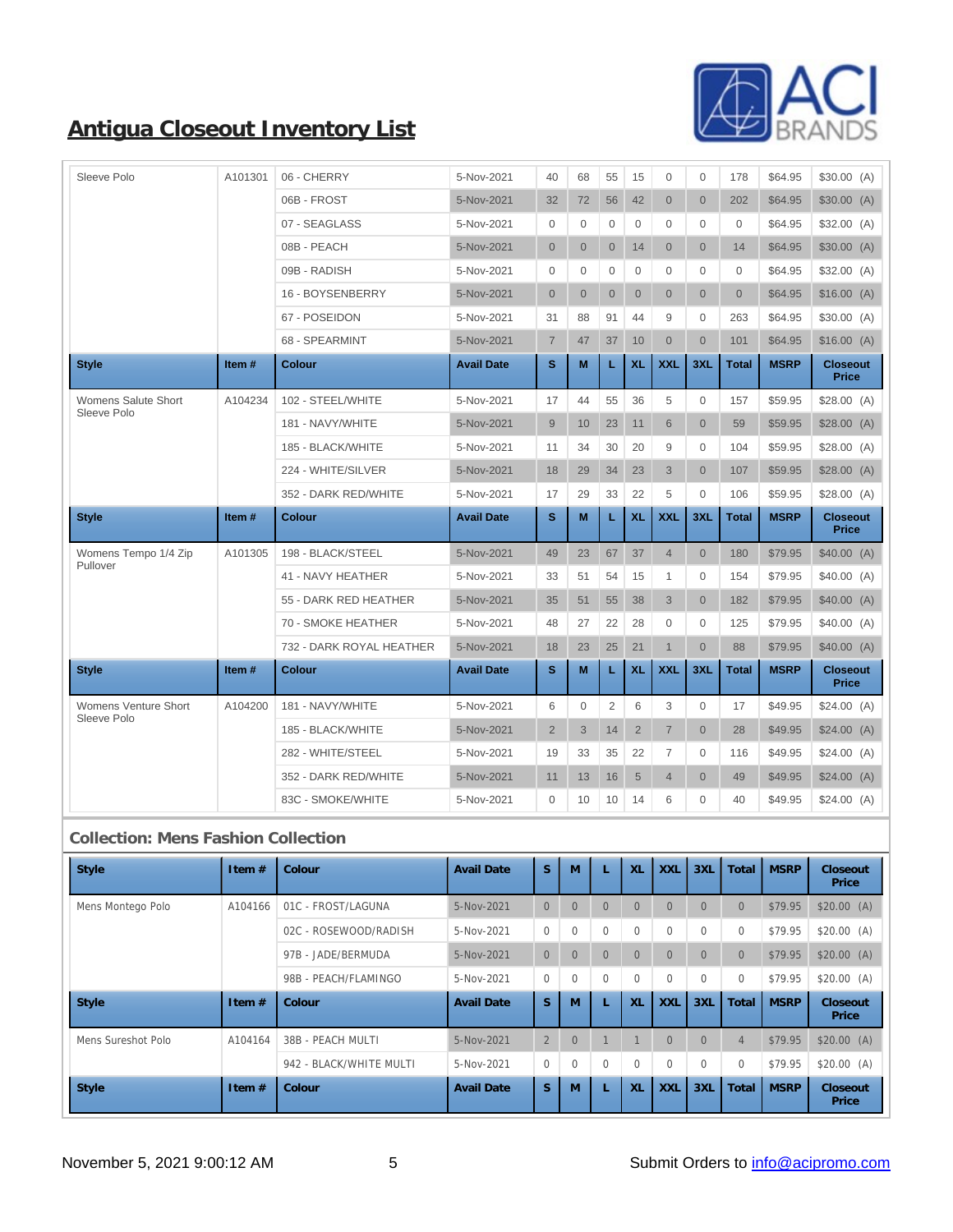## Antigua Closeout Inventory List

| Style | Item # | Colour | Avail Date | S | M | L | XL | XXL | 3XL | Total | MSRP | Closeout Price |
|---|---|---|---|---|---|---|---|---|---|---|---|---|
| Sleeve Polo | A101301 | 06 - CHERRY | 5-Nov-2021 | 40 | 68 | 55 | 15 | 0 | 0 | 178 | $64.95 | $30.00 (A) |
| | | 06B - FROST | 5-Nov-2021 | 32 | 72 | 56 | 42 | 0 | 0 | 202 | $64.95 | $30.00 (A) |
| | | 07 - SEAGLASS | 5-Nov-2021 | 0 | 0 | 0 | 0 | 0 | 0 | 0 | $64.95 | $32.00 (A) |
| | | 08B - PEACH | 5-Nov-2021 | 0 | 0 | 0 | 14 | 0 | 0 | 14 | $64.95 | $30.00 (A) |
| | | 09B - RADISH | 5-Nov-2021 | 0 | 0 | 0 | 0 | 0 | 0 | 0 | $64.95 | $32.00 (A) |
| | | 16 - BOYSENBERRY | 5-Nov-2021 | 0 | 0 | 0 | 0 | 0 | 0 | 0 | $64.95 | $16.00 (A) |
| | | 67 - POSEIDON | 5-Nov-2021 | 31 | 88 | 91 | 44 | 9 | 0 | 263 | $64.95 | $30.00 (A) |
| | | 68 - SPEARMINT | 5-Nov-2021 | 7 | 47 | 37 | 10 | 0 | 0 | 101 | $64.95 | $16.00 (A) |

| Style | Item # | Colour | Avail Date | S | M | L | XL | XXL | 3XL | Total | MSRP | Closeout Price |
|---|---|---|---|---|---|---|---|---|---|---|---|---|
| Womens Salute Short Sleeve Polo | A104234 | 102 - STEEL/WHITE | 5-Nov-2021 | 17 | 44 | 55 | 36 | 5 | 0 | 157 | $59.95 | $28.00 (A) |
| | | 181 - NAVY/WHITE | 5-Nov-2021 | 9 | 10 | 23 | 11 | 6 | 0 | 59 | $59.95 | $28.00 (A) |
| | | 185 - BLACK/WHITE | 5-Nov-2021 | 11 | 34 | 30 | 20 | 9 | 0 | 104 | $59.95 | $28.00 (A) |
| | | 224 - WHITE/SILVER | 5-Nov-2021 | 18 | 29 | 34 | 23 | 3 | 0 | 107 | $59.95 | $28.00 (A) |
| | | 352 - DARK RED/WHITE | 5-Nov-2021 | 17 | 29 | 33 | 22 | 5 | 0 | 106 | $59.95 | $28.00 (A) |

| Style | Item # | Colour | Avail Date | S | M | L | XL | XXL | 3XL | Total | MSRP | Closeout Price |
|---|---|---|---|---|---|---|---|---|---|---|---|---|
| Womens Tempo 1/4 Zip Pullover | A101305 | 198 - BLACK/STEEL | 5-Nov-2021 | 49 | 23 | 67 | 37 | 4 | 0 | 180 | $79.95 | $40.00 (A) |
| | | 41 - NAVY HEATHER | 5-Nov-2021 | 33 | 51 | 54 | 15 | 1 | 0 | 154 | $79.95 | $40.00 (A) |
| | | 55 - DARK RED HEATHER | 5-Nov-2021 | 35 | 51 | 55 | 38 | 3 | 0 | 182 | $79.95 | $40.00 (A) |
| | | 70 - SMOKE HEATHER | 5-Nov-2021 | 48 | 27 | 22 | 28 | 0 | 0 | 125 | $79.95 | $40.00 (A) |
| | | 732 - DARK ROYAL HEATHER | 5-Nov-2021 | 18 | 23 | 25 | 21 | 1 | 0 | 88 | $79.95 | $40.00 (A) |

| Style | Item # | Colour | Avail Date | S | M | L | XL | XXL | 3XL | Total | MSRP | Closeout Price |
|---|---|---|---|---|---|---|---|---|---|---|---|---|
| Womens Venture Short Sleeve Polo | A104200 | 181 - NAVY/WHITE | 5-Nov-2021 | 6 | 0 | 2 | 6 | 3 | 0 | 17 | $49.95 | $24.00 (A) |
| | | 185 - BLACK/WHITE | 5-Nov-2021 | 2 | 3 | 14 | 2 | 7 | 0 | 28 | $49.95 | $24.00 (A) |
| | | 282 - WHITE/STEEL | 5-Nov-2021 | 19 | 33 | 35 | 22 | 7 | 0 | 116 | $49.95 | $24.00 (A) |
| | | 352 - DARK RED/WHITE | 5-Nov-2021 | 11 | 13 | 16 | 5 | 4 | 0 | 49 | $49.95 | $24.00 (A) |
| | | 83C - SMOKE/WHITE | 5-Nov-2021 | 0 | 10 | 10 | 14 | 6 | 0 | 40 | $49.95 | $24.00 (A) |

### Collection: Mens Fashion Collection

| Style | Item # | Colour | Avail Date | S | M | L | XL | XXL | 3XL | Total | MSRP | Closeout Price |
|---|---|---|---|---|---|---|---|---|---|---|---|---|
| Mens Montego Polo | A104166 | 01C - FROST/LAGUNA | 5-Nov-2021 | 0 | 0 | 0 | 0 | 0 | 0 | 0 | $79.95 | $20.00 (A) |
| | | 02C - ROSEWOOD/RADISH | 5-Nov-2021 | 0 | 0 | 0 | 0 | 0 | 0 | 0 | $79.95 | $20.00 (A) |
| | | 97B - JADE/BERMUDA | 5-Nov-2021 | 0 | 0 | 0 | 0 | 0 | 0 | 0 | $79.95 | $20.00 (A) |
| | | 98B - PEACH/FLAMINGO | 5-Nov-2021 | 0 | 0 | 0 | 0 | 0 | 0 | 0 | $79.95 | $20.00 (A) |

| Style | Item # | Colour | Avail Date | S | M | L | XL | XXL | 3XL | Total | MSRP | Closeout Price |
|---|---|---|---|---|---|---|---|---|---|---|---|---|
| Mens Sureshot Polo | A104164 | 38B - PEACH MULTI | 5-Nov-2021 | 2 | 0 | 1 | 1 | 0 | 0 | 4 | $79.95 | $20.00 (A) |
| | | 942 - BLACK/WHITE MULTI | 5-Nov-2021 | 0 | 0 | 0 | 0 | 0 | 0 | 0 | $79.95 | $20.00 (A) |

| Style | Item # | Colour | Avail Date | S | M | L | XL | XXL | 3XL | Total | MSRP | Closeout Price |
|---|---|---|---|---|---|---|---|---|---|---|---|---|

November 5, 2021 9:00:12 AM

Submit Orders to info@acipromo.com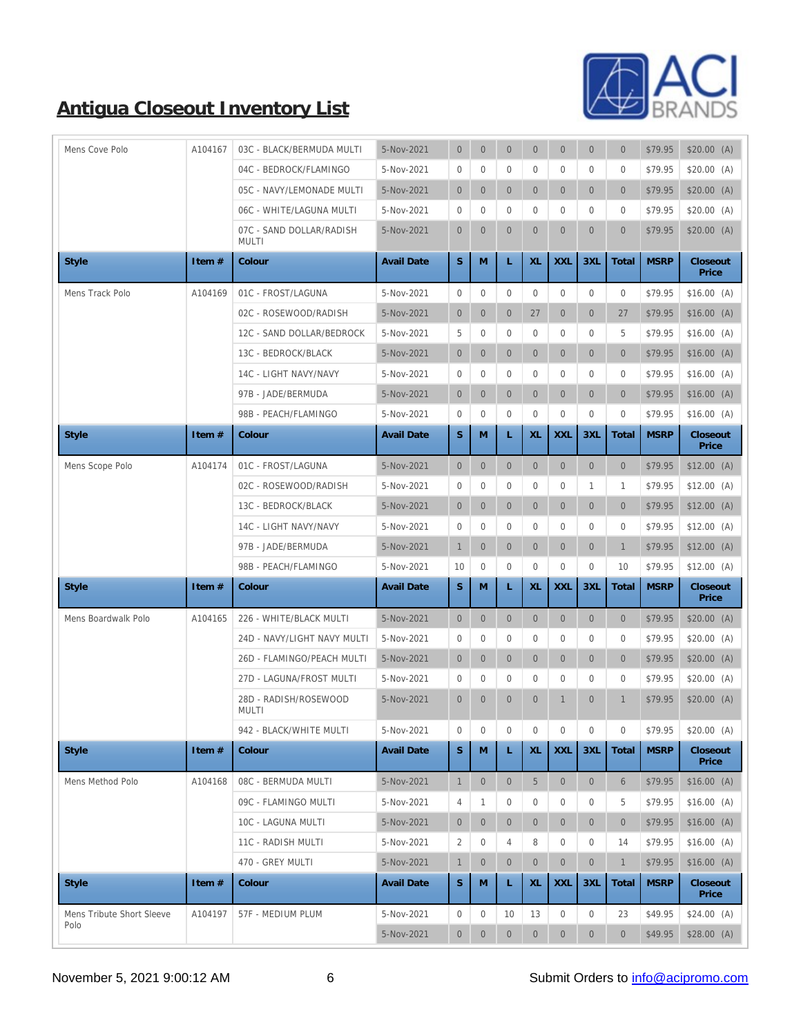# Antigua Closeout Inventory List

| Style | Item # | Colour | Avail Date | S | M | L | XL | XXL | 3XL | Total | MSRP | Closeout Price |
|---|---|---|---|---|---|---|---|---|---|---|---|---|
| Mens Cove Polo | A104167 | 03C - BLACK/BERMUDA MULTI | 5-Nov-2021 | 0 | 0 | 0 | 0 | 0 | 0 | 0 | $79.95 | $20.00 (A) |
| | | 04C - BEDROCK/FLAMINGO | 5-Nov-2021 | 0 | 0 | 0 | 0 | 0 | 0 | 0 | $79.95 | $20.00 (A) |
| | | 05C - NAVY/LEMONADE MULTI | 5-Nov-2021 | 0 | 0 | 0 | 0 | 0 | 0 | 0 | $79.95 | $20.00 (A) |
| | | 06C - WHITE/LAGUNA MULTI | 5-Nov-2021 | 0 | 0 | 0 | 0 | 0 | 0 | 0 | $79.95 | $20.00 (A) |
| | | 07C - SAND DOLLAR/RADISH MULTI | 5-Nov-2021 | 0 | 0 | 0 | 0 | 0 | 0 | 0 | $79.95 | $20.00 (A) |

| Style | Item # | Colour | Avail Date | S | M | L | XL | XXL | 3XL | Total | MSRP | Closeout Price |
|---|---|---|---|---|---|---|---|---|---|---|---|---|
| Mens Track Polo | A104169 | 01C - FROST/LAGUNA | 5-Nov-2021 | 0 | 0 | 0 | 0 | 0 | 0 | 0 | $79.95 | $16.00 (A) |
| | | 02C - ROSEWOOD/RADISH | 5-Nov-2021 | 0 | 0 | 0 | 27 | 0 | 0 | 27 | $79.95 | $16.00 (A) |
| | | 12C - SAND DOLLAR/BEDROCK | 5-Nov-2021 | 5 | 0 | 0 | 0 | 0 | 0 | 5 | $79.95 | $16.00 (A) |
| | | 13C - BEDROCK/BLACK | 5-Nov-2021 | 0 | 0 | 0 | 0 | 0 | 0 | 0 | $79.95 | $16.00 (A) |
| | | 14C - LIGHT NAVY/NAVY | 5-Nov-2021 | 0 | 0 | 0 | 0 | 0 | 0 | 0 | $79.95 | $16.00 (A) |
| | | 97B - JADE/BERMUDA | 5-Nov-2021 | 0 | 0 | 0 | 0 | 0 | 0 | 0 | $79.95 | $16.00 (A) |
| | | 98B - PEACH/FLAMINGO | 5-Nov-2021 | 0 | 0 | 0 | 0 | 0 | 0 | 0 | $79.95 | $16.00 (A) |

| Style | Item # | Colour | Avail Date | S | M | L | XL | XXL | 3XL | Total | MSRP | Closeout Price |
|---|---|---|---|---|---|---|---|---|---|---|---|---|
| Mens Scope Polo | A104174 | 01C - FROST/LAGUNA | 5-Nov-2021 | 0 | 0 | 0 | 0 | 0 | 0 | 0 | $79.95 | $12.00 (A) |
| | | 02C - ROSEWOOD/RADISH | 5-Nov-2021 | 0 | 0 | 0 | 0 | 0 | 1 | 1 | $79.95 | $12.00 (A) |
| | | 13C - BEDROCK/BLACK | 5-Nov-2021 | 0 | 0 | 0 | 0 | 0 | 0 | 0 | $79.95 | $12.00 (A) |
| | | 14C - LIGHT NAVY/NAVY | 5-Nov-2021 | 0 | 0 | 0 | 0 | 0 | 0 | 0 | $79.95 | $12.00 (A) |
| | | 97B - JADE/BERMUDA | 5-Nov-2021 | 1 | 0 | 0 | 0 | 0 | 0 | 1 | $79.95 | $12.00 (A) |
| | | 98B - PEACH/FLAMINGO | 5-Nov-2021 | 10 | 0 | 0 | 0 | 0 | 0 | 10 | $79.95 | $12.00 (A) |

| Style | Item # | Colour | Avail Date | S | M | L | XL | XXL | 3XL | Total | MSRP | Closeout Price |
|---|---|---|---|---|---|---|---|---|---|---|---|---|
| Mens Boardwalk Polo | A104165 | 226 - WHITE/BLACK MULTI | 5-Nov-2021 | 0 | 0 | 0 | 0 | 0 | 0 | 0 | $79.95 | $20.00 (A) |
| | | 24D - NAVY/LIGHT NAVY MULTI | 5-Nov-2021 | 0 | 0 | 0 | 0 | 0 | 0 | 0 | $79.95 | $20.00 (A) |
| | | 26D - FLAMINGO/PEACH MULTI | 5-Nov-2021 | 0 | 0 | 0 | 0 | 0 | 0 | 0 | $79.95 | $20.00 (A) |
| | | 27D - LAGUNA/FROST MULTI | 5-Nov-2021 | 0 | 0 | 0 | 0 | 0 | 0 | 0 | $79.95 | $20.00 (A) |
| | | 28D - RADISH/ROSEWOOD MULTI | 5-Nov-2021 | 0 | 0 | 0 | 0 | 1 | 0 | 1 | $79.95 | $20.00 (A) |
| | | 942 - BLACK/WHITE MULTI | 5-Nov-2021 | 0 | 0 | 0 | 0 | 0 | 0 | 0 | $79.95 | $20.00 (A) |

| Style | Item # | Colour | Avail Date | S | M | L | XL | XXL | 3XL | Total | MSRP | Closeout Price |
|---|---|---|---|---|---|---|---|---|---|---|---|---|
| Mens Method Polo | A104168 | 08C - BERMUDA MULTI | 5-Nov-2021 | 1 | 0 | 0 | 5 | 0 | 0 | 6 | $79.95 | $16.00 (A) |
| | | 09C - FLAMINGO MULTI | 5-Nov-2021 | 4 | 1 | 0 | 0 | 0 | 0 | 5 | $79.95 | $16.00 (A) |
| | | 10C - LAGUNA MULTI | 5-Nov-2021 | 0 | 0 | 0 | 0 | 0 | 0 | 0 | $79.95 | $16.00 (A) |
| | | 11C - RADISH MULTI | 5-Nov-2021 | 2 | 0 | 4 | 8 | 0 | 0 | 14 | $79.95 | $16.00 (A) |
| | | 470 - GREY MULTI | 5-Nov-2021 | 1 | 0 | 0 | 0 | 0 | 0 | 1 | $79.95 | $16.00 (A) |

| Style | Item # | Colour | Avail Date | S | M | L | XL | XXL | 3XL | Total | MSRP | Closeout Price |
|---|---|---|---|---|---|---|---|---|---|---|---|---|
| Mens Tribute Short Sleeve Polo | A104197 | 57F - MEDIUM PLUM | 5-Nov-2021 | 0 | 0 | 10 | 13 | 0 | 0 | 23 | $49.95 | $24.00 (A) |
| | | | 5-Nov-2021 | 0 | 0 | 0 | 0 | 0 | 0 | 0 | $49.95 | $28.00 (A) |

November 5, 2021 9:00:12 AM

Submit Orders to info@acipromo.com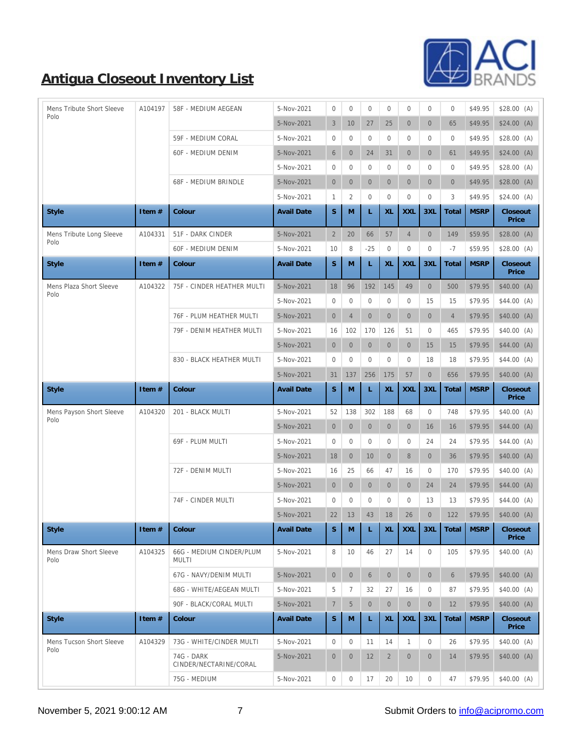## Antigua Closeout Inventory List

| Style | Item # | Colour | Avail Date | S | M | L | XL | XXL | 3XL | Total | MSRP | Closeout Price |
|---|---|---|---|---|---|---|---|---|---|---|---|---|
| Mens Tribute Short Sleeve Polo | A104197 | 58F - MEDIUM AEGEAN | 5-Nov-2021 | 0 | 0 | 0 | 0 | 0 | 0 | 0 | $49.95 | $28.00 (A) |
| | | | 5-Nov-2021 | 3 | 10 | 27 | 25 | 0 | 0 | 65 | $49.95 | $24.00 (A) |
| | | 59F - MEDIUM CORAL | 5-Nov-2021 | 0 | 0 | 0 | 0 | 0 | 0 | 0 | $49.95 | $28.00 (A) |
| | | 60F - MEDIUM DENIM | 5-Nov-2021 | 6 | 0 | 24 | 31 | 0 | 0 | 61 | $49.95 | $24.00 (A) |
| | | | 5-Nov-2021 | 0 | 0 | 0 | 0 | 0 | 0 | 0 | $49.95 | $28.00 (A) |
| | | 68F - MEDIUM BRINDLE | 5-Nov-2021 | 0 | 0 | 0 | 0 | 0 | 0 | 0 | $49.95 | $28.00 (A) |
| | | | 5-Nov-2021 | 1 | 2 | 0 | 0 | 0 | 0 | 3 | $49.95 | $24.00 (A) |

| Style | Item # | Colour | Avail Date | S | M | L | XL | XXL | 3XL | Total | MSRP | Closeout Price |
|---|---|---|---|---|---|---|---|---|---|---|---|---|
| Mens Tribute Long Sleeve Polo | A104331 | 51F - DARK CINDER | 5-Nov-2021 | 2 | 20 | 66 | 57 | 4 | 0 | 149 | $59.95 | $28.00 (A) |
| | | 60F - MEDIUM DENIM | 5-Nov-2021 | 10 | 8 | -25 | 0 | 0 | 0 | -7 | $59.95 | $28.00 (A) |

| Style | Item # | Colour | Avail Date | S | M | L | XL | XXL | 3XL | Total | MSRP | Closeout Price |
|---|---|---|---|---|---|---|---|---|---|---|---|---|
| Mens Plaza Short Sleeve Polo | A104322 | 75F - CINDER HEATHER MULTI | 5-Nov-2021 | 18 | 96 | 192 | 145 | 49 | 0 | 500 | $79.95 | $40.00 (A) |
| | | | 5-Nov-2021 | 0 | 0 | 0 | 0 | 0 | 15 | 15 | $79.95 | $44.00 (A) |
| | | 76F - PLUM HEATHER MULTI | 5-Nov-2021 | 0 | 4 | 0 | 0 | 0 | 0 | 4 | $79.95 | $40.00 (A) |
| | | 79F - DENIM HEATHER MULTI | 5-Nov-2021 | 16 | 102 | 170 | 126 | 51 | 0 | 465 | $79.95 | $40.00 (A) |
| | | | 5-Nov-2021 | 0 | 0 | 0 | 0 | 0 | 15 | 15 | $79.95 | $44.00 (A) |
| | | 830 - BLACK HEATHER MULTI | 5-Nov-2021 | 0 | 0 | 0 | 0 | 0 | 18 | 18 | $79.95 | $44.00 (A) |
| | | | 5-Nov-2021 | 31 | 137 | 256 | 175 | 57 | 0 | 656 | $79.95 | $40.00 (A) |

| Style | Item # | Colour | Avail Date | S | M | L | XL | XXL | 3XL | Total | MSRP | Closeout Price |
|---|---|---|---|---|---|---|---|---|---|---|---|---|
| Mens Payson Short Sleeve Polo | A104320 | 201 - BLACK MULTI | 5-Nov-2021 | 52 | 138 | 302 | 188 | 68 | 0 | 748 | $79.95 | $40.00 (A) |
| | | | 5-Nov-2021 | 0 | 0 | 0 | 0 | 0 | 16 | 16 | $79.95 | $44.00 (A) |
| | | 69F - PLUM MULTI | 5-Nov-2021 | 0 | 0 | 0 | 0 | 0 | 24 | 24 | $79.95 | $44.00 (A) |
| | | | 5-Nov-2021 | 18 | 0 | 10 | 0 | 8 | 0 | 36 | $79.95 | $40.00 (A) |
| | | 72F - DENIM MULTI | 5-Nov-2021 | 16 | 25 | 66 | 47 | 16 | 0 | 170 | $79.95 | $40.00 (A) |
| | | | 5-Nov-2021 | 0 | 0 | 0 | 0 | 0 | 24 | 24 | $79.95 | $44.00 (A) |
| | | 74F - CINDER MULTI | 5-Nov-2021 | 0 | 0 | 0 | 0 | 0 | 13 | 13 | $79.95 | $44.00 (A) |
| | | | 5-Nov-2021 | 22 | 13 | 43 | 18 | 26 | 0 | 122 | $79.95 | $40.00 (A) |

| Style | Item # | Colour | Avail Date | S | M | L | XL | XXL | 3XL | Total | MSRP | Closeout Price |
|---|---|---|---|---|---|---|---|---|---|---|---|---|
| Mens Draw Short Sleeve Polo | A104325 | 66G - MEDIUM CINDER/PLUM MULTI | 5-Nov-2021 | 8 | 10 | 46 | 27 | 14 | 0 | 105 | $79.95 | $40.00 (A) |
| | | 67G - NAVY/DENIM MULTI | 5-Nov-2021 | 0 | 0 | 6 | 0 | 0 | 0 | 6 | $79.95 | $40.00 (A) |
| | | 68G - WHITE/AEGEAN MULTI | 5-Nov-2021 | 5 | 7 | 32 | 27 | 16 | 0 | 87 | $79.95 | $40.00 (A) |
| | | 90F - BLACK/CORAL MULTI | 5-Nov-2021 | 7 | 5 | 0 | 0 | 0 | 0 | 12 | $79.95 | $40.00 (A) |

| Style | Item # | Colour | Avail Date | S | M | L | XL | XXL | 3XL | Total | MSRP | Closeout Price |
|---|---|---|---|---|---|---|---|---|---|---|---|---|
| Mens Tucson Short Sleeve Polo | A104329 | 73G - WHITE/CINDER MULTI | 5-Nov-2021 | 0 | 0 | 11 | 14 | 1 | 0 | 26 | $79.95 | $40.00 (A) |
| | | 74G - DARK CINDER/NECTARINE/CORAL | 5-Nov-2021 | 0 | 0 | 12 | 2 | 0 | 0 | 14 | $79.95 | $40.00 (A) |
| | | 75G - MEDIUM | 5-Nov-2021 | 0 | 0 | 17 | 20 | 10 | 0 | 47 | $79.95 | $40.00 (A) |

November 5, 2021 9:00:12 AM

Submit Orders to info@acipromo.com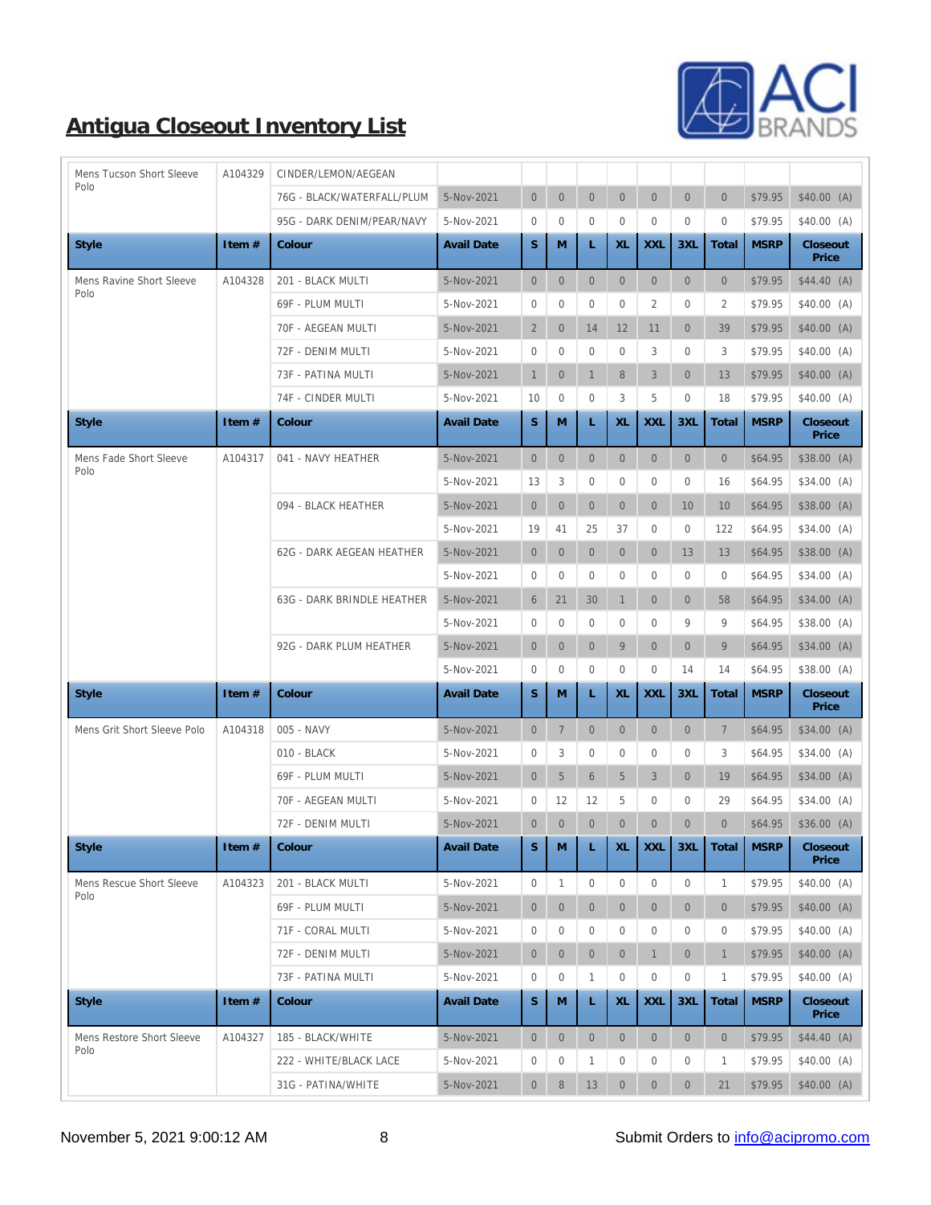# Antigua Closeout Inventory List

| Style | Item # | Colour | Avail Date | S | M | L | XL | XXL | 3XL | Total | MSRP | Closeout Price |
|---|---|---|---|---|---|---|---|---|---|---|---|---|
| Mens Tucson Short Sleeve Polo | A104329 | CINDER/LEMON/AEGEAN | | | | | | | | | | |
| | | 76G - BLACK/WATERFALL/PLUM | 5-Nov-2021 | 0 | 0 | 0 | 0 | 0 | 0 | 0 | $79.95 | $40.00 (A) |
| | | 95G - DARK DENIM/PEAR/NAVY | 5-Nov-2021 | 0 | 0 | 0 | 0 | 0 | 0 | 0 | $79.95 | $40.00 (A) |

| Style | Item # | Colour | Avail Date | S | M | L | XL | XXL | 3XL | Total | MSRP | Closeout Price |
|---|---|---|---|---|---|---|---|---|---|---|---|---|
| Mens Ravine Short Sleeve Polo | A104328 | 201 - BLACK MULTI | 5-Nov-2021 | 0 | 0 | 0 | 0 | 0 | 0 | 0 | $79.95 | $44.40 (A) |
| | | 69F - PLUM MULTI | 5-Nov-2021 | 0 | 0 | 0 | 0 | 2 | 0 | 2 | $79.95 | $40.00 (A) |
| | | 70F - AEGEAN MULTI | 5-Nov-2021 | 2 | 0 | 14 | 12 | 11 | 0 | 39 | $79.95 | $40.00 (A) |
| | | 72F - DENIM MULTI | 5-Nov-2021 | 0 | 0 | 0 | 0 | 3 | 0 | 3 | $79.95 | $40.00 (A) |
| | | 73F - PATINA MULTI | 5-Nov-2021 | 1 | 0 | 1 | 8 | 3 | 0 | 13 | $79.95 | $40.00 (A) |
| | | 74F - CINDER MULTI | 5-Nov-2021 | 10 | 0 | 0 | 3 | 5 | 0 | 18 | $79.95 | $40.00 (A) |

| Style | Item # | Colour | Avail Date | S | M | L | XL | XXL | 3XL | Total | MSRP | Closeout Price |
|---|---|---|---|---|---|---|---|---|---|---|---|---|
| Mens Fade Short Sleeve Polo | A104317 | 041 - NAVY HEATHER | 5-Nov-2021 | 0 | 0 | 0 | 0 | 0 | 0 | 0 | $64.95 | $38.00 (A) |
| | | | 5-Nov-2021 | 13 | 3 | 0 | 0 | 0 | 0 | 16 | $64.95 | $34.00 (A) |
| | | 094 - BLACK HEATHER | 5-Nov-2021 | 0 | 0 | 0 | 0 | 0 | 10 | 10 | $64.95 | $38.00 (A) |
| | | | 5-Nov-2021 | 19 | 41 | 25 | 37 | 0 | 0 | 122 | $64.95 | $34.00 (A) |
| | | 62G - DARK AEGEAN HEATHER | 5-Nov-2021 | 0 | 0 | 0 | 0 | 0 | 13 | 13 | $64.95 | $38.00 (A) |
| | | | 5-Nov-2021 | 0 | 0 | 0 | 0 | 0 | 0 | 0 | $64.95 | $34.00 (A) |
| | | 63G - DARK BRINDLE HEATHER | 5-Nov-2021 | 6 | 21 | 30 | 1 | 0 | 0 | 58 | $64.95 | $34.00 (A) |
| | | | 5-Nov-2021 | 0 | 0 | 0 | 0 | 0 | 9 | 9 | $64.95 | $38.00 (A) |
| | | 92G - DARK PLUM HEATHER | 5-Nov-2021 | 0 | 0 | 0 | 9 | 0 | 0 | 9 | $64.95 | $34.00 (A) |
| | | | 5-Nov-2021 | 0 | 0 | 0 | 0 | 0 | 14 | 14 | $64.95 | $38.00 (A) |

| Style | Item # | Colour | Avail Date | S | M | L | XL | XXL | 3XL | Total | MSRP | Closeout Price |
|---|---|---|---|---|---|---|---|---|---|---|---|---|
| Mens Grit Short Sleeve Polo | A104318 | 005 - NAVY | 5-Nov-2021 | 0 | 7 | 0 | 0 | 0 | 0 | 7 | $64.95 | $34.00 (A) |
| | | 010 - BLACK | 5-Nov-2021 | 0 | 3 | 0 | 0 | 0 | 0 | 3 | $64.95 | $34.00 (A) |
| | | 69F - PLUM MULTI | 5-Nov-2021 | 0 | 5 | 6 | 5 | 3 | 0 | 19 | $64.95 | $34.00 (A) |
| | | 70F - AEGEAN MULTI | 5-Nov-2021 | 0 | 12 | 12 | 5 | 0 | 0 | 29 | $64.95 | $34.00 (A) |
| | | 72F - DENIM MULTI | 5-Nov-2021 | 0 | 0 | 0 | 0 | 0 | 0 | 0 | $64.95 | $36.00 (A) |

| Style | Item # | Colour | Avail Date | S | M | L | XL | XXL | 3XL | Total | MSRP | Closeout Price |
|---|---|---|---|---|---|---|---|---|---|---|---|---|
| Mens Rescue Short Sleeve Polo | A104323 | 201 - BLACK MULTI | 5-Nov-2021 | 0 | 1 | 0 | 0 | 0 | 0 | 1 | $79.95 | $40.00 (A) |
| | | 69F - PLUM MULTI | 5-Nov-2021 | 0 | 0 | 0 | 0 | 0 | 0 | 0 | $79.95 | $40.00 (A) |
| | | 71F - CORAL MULTI | 5-Nov-2021 | 0 | 0 | 0 | 0 | 0 | 0 | 0 | $79.95 | $40.00 (A) |
| | | 72F - DENIM MULTI | 5-Nov-2021 | 0 | 0 | 0 | 0 | 1 | 0 | 1 | $79.95 | $40.00 (A) |
| | | 73F - PATINA MULTI | 5-Nov-2021 | 0 | 0 | 1 | 0 | 0 | 0 | 1 | $79.95 | $40.00 (A) |

| Style | Item # | Colour | Avail Date | S | M | L | XL | XXL | 3XL | Total | MSRP | Closeout Price |
|---|---|---|---|---|---|---|---|---|---|---|---|---|
| Mens Restore Short Sleeve Polo | A104327 | 185 - BLACK/WHITE | 5-Nov-2021 | 0 | 0 | 0 | 0 | 0 | 0 | 0 | $79.95 | $44.40 (A) |
| | | 222 - WHITE/BLACK LACE | 5-Nov-2021 | 0 | 0 | 1 | 0 | 0 | 0 | 1 | $79.95 | $40.00 (A) |
| | | 31G - PATINA/WHITE | 5-Nov-2021 | 0 | 8 | 13 | 0 | 0 | 0 | 21 | $79.95 | $40.00 (A) |

November 5, 2021 9:00:12 AM — Submit Orders to info@acipromo.com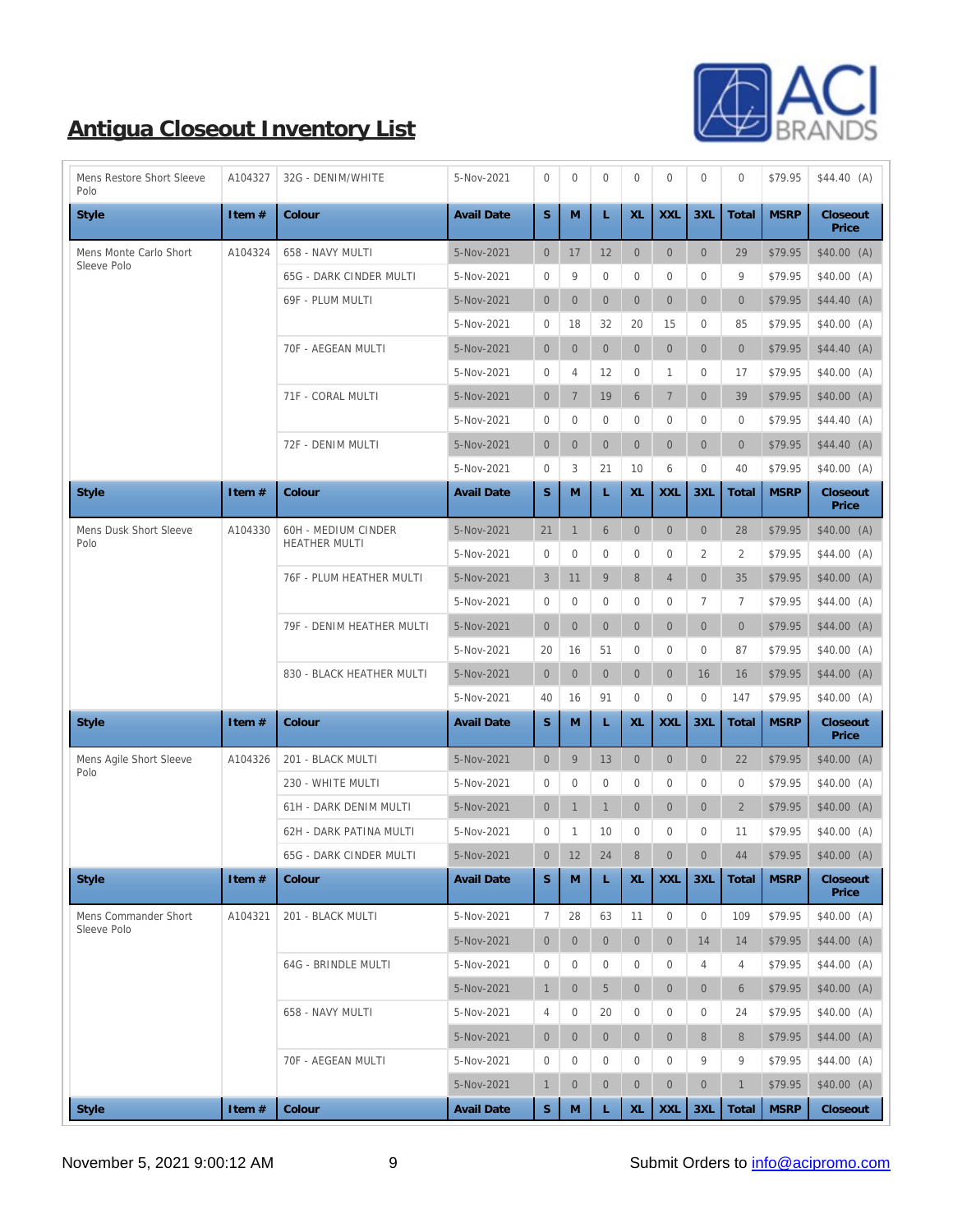# Antigua Closeout Inventory List

| Style | Item # | Colour | Avail Date | S | M | L | XL | XXL | 3XL | Total | MSRP | Closeout Price |
|---|---|---|---|---|---|---|---|---|---|---|---|---|
| Mens Restore Short Sleeve Polo | A104327 | 32G - DENIM/WHITE | 5-Nov-2021 | 0 | 0 | 0 | 0 | 0 | 0 | 0 | $79.95 | $44.40 (A) |

| Style | Item # | Colour | Avail Date | S | M | L | XL | XXL | 3XL | Total | MSRP | Closeout Price |
|---|---|---|---|---|---|---|---|---|---|---|---|---|
| Mens Monte Carlo Short Sleeve Polo | A104324 | 658 - NAVY MULTI | 5-Nov-2021 | 0 | 17 | 12 | 0 | 0 | 0 | 29 | $79.95 | $40.00 (A) |
| | | 65G - DARK CINDER MULTI | 5-Nov-2021 | 0 | 9 | 0 | 0 | 0 | 0 | 9 | $79.95 | $40.00 (A) |
| | | 69F - PLUM MULTI | 5-Nov-2021 | 0 | 0 | 0 | 0 | 0 | 0 | 0 | $79.95 | $44.40 (A) |
| | | | 5-Nov-2021 | 0 | 18 | 32 | 20 | 15 | 0 | 85 | $79.95 | $40.00 (A) |
| | | 70F - AEGEAN MULTI | 5-Nov-2021 | 0 | 0 | 0 | 0 | 0 | 0 | 0 | $79.95 | $44.40 (A) |
| | | | 5-Nov-2021 | 0 | 4 | 12 | 0 | 1 | 0 | 17 | $79.95 | $40.00 (A) |
| | | 71F - CORAL MULTI | 5-Nov-2021 | 0 | 7 | 19 | 6 | 7 | 0 | 39 | $79.95 | $40.00 (A) |
| | | | 5-Nov-2021 | 0 | 0 | 0 | 0 | 0 | 0 | 0 | $79.95 | $44.40 (A) |
| | | 72F - DENIM MULTI | 5-Nov-2021 | 0 | 0 | 0 | 0 | 0 | 0 | 0 | $79.95 | $44.40 (A) |
| | | | 5-Nov-2021 | 0 | 3 | 21 | 10 | 6 | 0 | 40 | $79.95 | $40.00 (A) |

| Style | Item # | Colour | Avail Date | S | M | L | XL | XXL | 3XL | Total | MSRP | Closeout Price |
|---|---|---|---|---|---|---|---|---|---|---|---|---|
| Mens Dusk Short Sleeve Polo | A104330 | 60H - MEDIUM CINDER HEATHER MULTI | 5-Nov-2021 | 21 | 1 | 6 | 0 | 0 | 0 | 28 | $79.95 | $40.00 (A) |
| | | | 5-Nov-2021 | 0 | 0 | 0 | 0 | 0 | 2 | 2 | $79.95 | $44.00 (A) |
| | | 76F - PLUM HEATHER MULTI | 5-Nov-2021 | 3 | 11 | 9 | 8 | 4 | 0 | 35 | $79.95 | $40.00 (A) |
| | | | 5-Nov-2021 | 0 | 0 | 0 | 0 | 0 | 7 | 7 | $79.95 | $44.00 (A) |
| | | 79F - DENIM HEATHER MULTI | 5-Nov-2021 | 0 | 0 | 0 | 0 | 0 | 0 | 0 | $79.95 | $44.00 (A) |
| | | | 5-Nov-2021 | 20 | 16 | 51 | 0 | 0 | 0 | 87 | $79.95 | $40.00 (A) |
| | | 830 - BLACK HEATHER MULTI | 5-Nov-2021 | 0 | 0 | 0 | 0 | 0 | 16 | 16 | $79.95 | $44.00 (A) |
| | | | 5-Nov-2021 | 40 | 16 | 91 | 0 | 0 | 0 | 147 | $79.95 | $40.00 (A) |

| Style | Item # | Colour | Avail Date | S | M | L | XL | XXL | 3XL | Total | MSRP | Closeout Price |
|---|---|---|---|---|---|---|---|---|---|---|---|---|
| Mens Agile Short Sleeve Polo | A104326 | 201 - BLACK MULTI | 5-Nov-2021 | 0 | 9 | 13 | 0 | 0 | 0 | 22 | $79.95 | $40.00 (A) |
| | | 230 - WHITE MULTI | 5-Nov-2021 | 0 | 0 | 0 | 0 | 0 | 0 | 0 | $79.95 | $40.00 (A) |
| | | 61H - DARK DENIM MULTI | 5-Nov-2021 | 0 | 1 | 1 | 0 | 0 | 0 | 2 | $79.95 | $40.00 (A) |
| | | 62H - DARK PATINA MULTI | 5-Nov-2021 | 0 | 1 | 10 | 0 | 0 | 0 | 11 | $79.95 | $40.00 (A) |
| | | 65G - DARK CINDER MULTI | 5-Nov-2021 | 0 | 12 | 24 | 8 | 0 | 0 | 44 | $79.95 | $40.00 (A) |

| Style | Item # | Colour | Avail Date | S | M | L | XL | XXL | 3XL | Total | MSRP | Closeout Price |
|---|---|---|---|---|---|---|---|---|---|---|---|---|
| Mens Commander Short Sleeve Polo | A104321 | 201 - BLACK MULTI | 5-Nov-2021 | 7 | 28 | 63 | 11 | 0 | 0 | 109 | $79.95 | $40.00 (A) |
| | | | 5-Nov-2021 | 0 | 0 | 0 | 0 | 0 | 14 | 14 | $79.95 | $44.00 (A) |
| | | 64G - BRINDLE MULTI | 5-Nov-2021 | 0 | 0 | 0 | 0 | 0 | 4 | 4 | $79.95 | $44.00 (A) |
| | | | 5-Nov-2021 | 1 | 0 | 5 | 0 | 0 | 0 | 6 | $79.95 | $40.00 (A) |
| | | 658 - NAVY MULTI | 5-Nov-2021 | 4 | 0 | 20 | 0 | 0 | 0 | 24 | $79.95 | $40.00 (A) |
| | | | 5-Nov-2021 | 0 | 0 | 0 | 0 | 0 | 8 | 8 | $79.95 | $44.00 (A) |
| | | 70F - AEGEAN MULTI | 5-Nov-2021 | 0 | 0 | 0 | 0 | 0 | 9 | 9 | $79.95 | $44.00 (A) |
| | | | 5-Nov-2021 | 1 | 0 | 0 | 0 | 0 | 0 | 1 | $79.95 | $40.00 (A) |

| Style | Item # | Colour | Avail Date | S | M | L | XL | XXL | 3XL | Total | MSRP | Closeout |
|---|---|---|---|---|---|---|---|---|---|---|---|---|

November 5, 2021 9:00:12 AM

Submit Orders to info@acipromo.com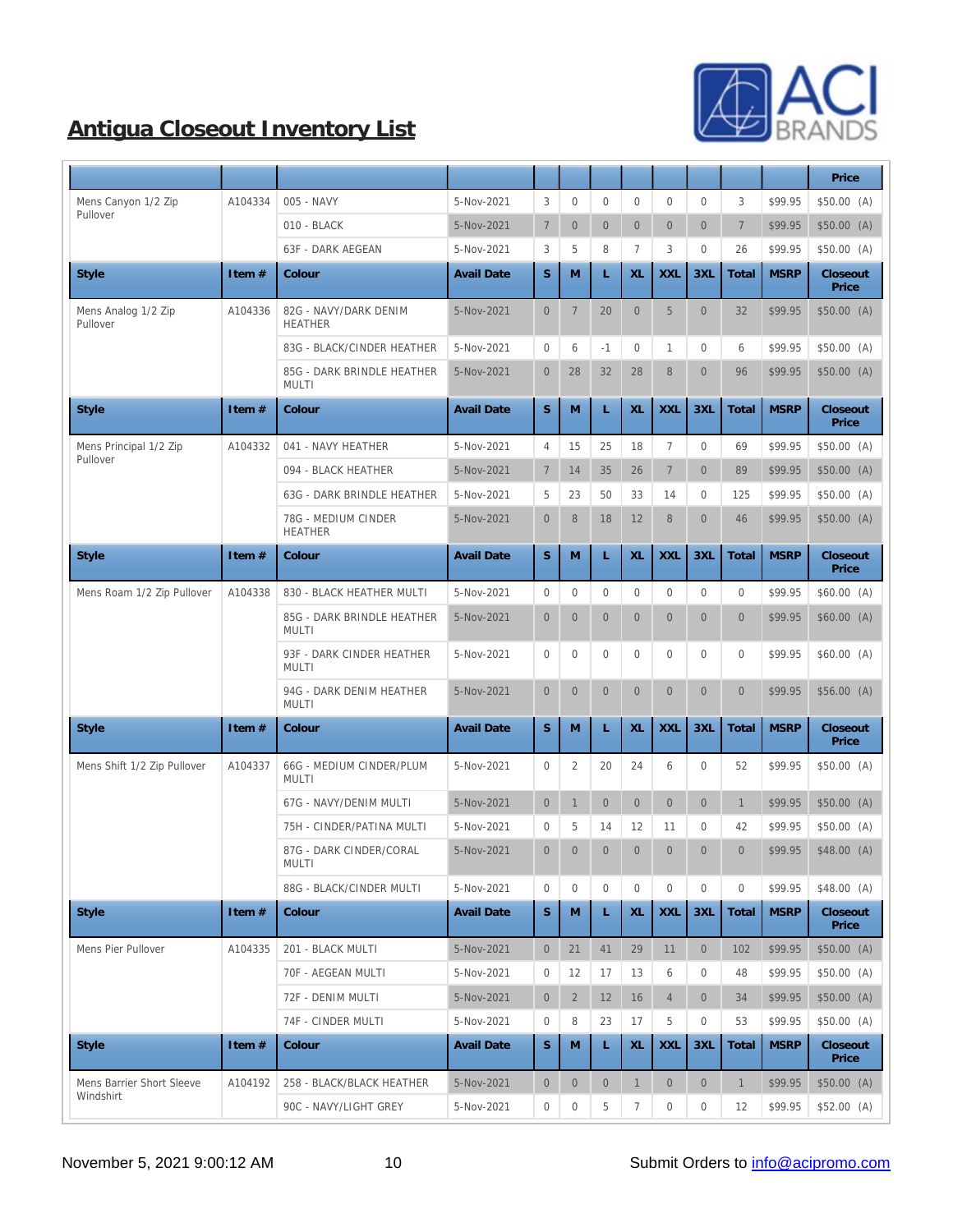## Antigua Closeout Inventory List

| Style | Item # | Colour | Avail Date | S | M | L | XL | XXL | 3XL | Total | MSRP | Closeout Price |
|---|---|---|---|---|---|---|---|---|---|---|---|---|
| Mens Canyon 1/2 Zip Pullover | A104334 | 005 - NAVY | 5-Nov-2021 | 3 | 0 | 0 | 0 | 0 | 0 | 3 | $99.95 | $50.00 (A) |
| | | 010 - BLACK | 5-Nov-2021 | 7 | 0 | 0 | 0 | 0 | 0 | 7 | $99.95 | $50.00 (A) |
| | | 63F - DARK AEGEAN | 5-Nov-2021 | 3 | 5 | 8 | 7 | 3 | 0 | 26 | $99.95 | $50.00 (A) |
| **Style** | **Item #** | **Colour** | **Avail Date** | **S** | **M** | **L** | **XL** | **XXL** | **3XL** | **Total** | **MSRP** | **Closeout Price** |
| Mens Analog 1/2 Zip Pullover | A104336 | 82G - NAVY/DARK DENIM HEATHER | 5-Nov-2021 | 0 | 7 | 20 | 0 | 5 | 0 | 32 | $99.95 | $50.00 (A) |
| | | 83G - BLACK/CINDER HEATHER | 5-Nov-2021 | 0 | 6 | -1 | 0 | 1 | 0 | 6 | $99.95 | $50.00 (A) |
| | | 85G - DARK BRINDLE HEATHER MULTI | 5-Nov-2021 | 0 | 28 | 32 | 28 | 8 | 0 | 96 | $99.95 | $50.00 (A) |
| **Style** | **Item #** | **Colour** | **Avail Date** | **S** | **M** | **L** | **XL** | **XXL** | **3XL** | **Total** | **MSRP** | **Closeout Price** |
| Mens Principal 1/2 Zip Pullover | A104332 | 041 - NAVY HEATHER | 5-Nov-2021 | 4 | 15 | 25 | 18 | 7 | 0 | 69 | $99.95 | $50.00 (A) |
| | | 094 - BLACK HEATHER | 5-Nov-2021 | 7 | 14 | 35 | 26 | 7 | 0 | 89 | $99.95 | $50.00 (A) |
| | | 63G - DARK BRINDLE HEATHER | 5-Nov-2021 | 5 | 23 | 50 | 33 | 14 | 0 | 125 | $99.95 | $50.00 (A) |
| | | 78G - MEDIUM CINDER HEATHER | 5-Nov-2021 | 0 | 8 | 18 | 12 | 8 | 0 | 46 | $99.95 | $50.00 (A) |
| **Style** | **Item #** | **Colour** | **Avail Date** | **S** | **M** | **L** | **XL** | **XXL** | **3XL** | **Total** | **MSRP** | **Closeout Price** |
| Mens Roam 1/2 Zip Pullover | A104338 | 830 - BLACK HEATHER MULTI | 5-Nov-2021 | 0 | 0 | 0 | 0 | 0 | 0 | 0 | $99.95 | $60.00 (A) |
| | | 85G - DARK BRINDLE HEATHER MULTI | 5-Nov-2021 | 0 | 0 | 0 | 0 | 0 | 0 | 0 | $99.95 | $60.00 (A) |
| | | 93F - DARK CINDER HEATHER MULTI | 5-Nov-2021 | 0 | 0 | 0 | 0 | 0 | 0 | 0 | $99.95 | $60.00 (A) |
| | | 94G - DARK DENIM HEATHER MULTI | 5-Nov-2021 | 0 | 0 | 0 | 0 | 0 | 0 | 0 | $99.95 | $56.00 (A) |
| **Style** | **Item #** | **Colour** | **Avail Date** | **S** | **M** | **L** | **XL** | **XXL** | **3XL** | **Total** | **MSRP** | **Closeout Price** |
| Mens Shift 1/2 Zip Pullover | A104337 | 66G - MEDIUM CINDER/PLUM MULTI | 5-Nov-2021 | 0 | 2 | 20 | 24 | 6 | 0 | 52 | $99.95 | $50.00 (A) |
| | | 67G - NAVY/DENIM MULTI | 5-Nov-2021 | 0 | 1 | 0 | 0 | 0 | 0 | 1 | $99.95 | $50.00 (A) |
| | | 75H - CINDER/PATINA MULTI | 5-Nov-2021 | 0 | 5 | 14 | 12 | 11 | 0 | 42 | $99.95 | $50.00 (A) |
| | | 87G - DARK CINDER/CORAL MULTI | 5-Nov-2021 | 0 | 0 | 0 | 0 | 0 | 0 | 0 | $99.95 | $48.00 (A) |
| | | 88G - BLACK/CINDER MULTI | 5-Nov-2021 | 0 | 0 | 0 | 0 | 0 | 0 | 0 | $99.95 | $48.00 (A) |
| **Style** | **Item #** | **Colour** | **Avail Date** | **S** | **M** | **L** | **XL** | **XXL** | **3XL** | **Total** | **MSRP** | **Closeout Price** |
| Mens Pier Pullover | A104335 | 201 - BLACK MULTI | 5-Nov-2021 | 0 | 21 | 41 | 29 | 11 | 0 | 102 | $99.95 | $50.00 (A) |
| | | 70F - AEGEAN MULTI | 5-Nov-2021 | 0 | 12 | 17 | 13 | 6 | 0 | 48 | $99.95 | $50.00 (A) |
| | | 72F - DENIM MULTI | 5-Nov-2021 | 0 | 2 | 12 | 16 | 4 | 0 | 34 | $99.95 | $50.00 (A) |
| | | 74F - CINDER MULTI | 5-Nov-2021 | 0 | 8 | 23 | 17 | 5 | 0 | 53 | $99.95 | $50.00 (A) |
| **Style** | **Item #** | **Colour** | **Avail Date** | **S** | **M** | **L** | **XL** | **XXL** | **3XL** | **Total** | **MSRP** | **Closeout Price** |
| Mens Barrier Short Sleeve Windshirt | A104192 | 258 - BLACK/BLACK HEATHER | 5-Nov-2021 | 0 | 0 | 0 | 1 | 0 | 0 | 1 | $99.95 | $50.00 (A) |
| | | 90C - NAVY/LIGHT GREY | 5-Nov-2021 | 0 | 0 | 5 | 7 | 0 | 0 | 12 | $99.95 | $52.00 (A) |

November 5, 2021 9:00:12 AM

Submit Orders to info@acipromo.com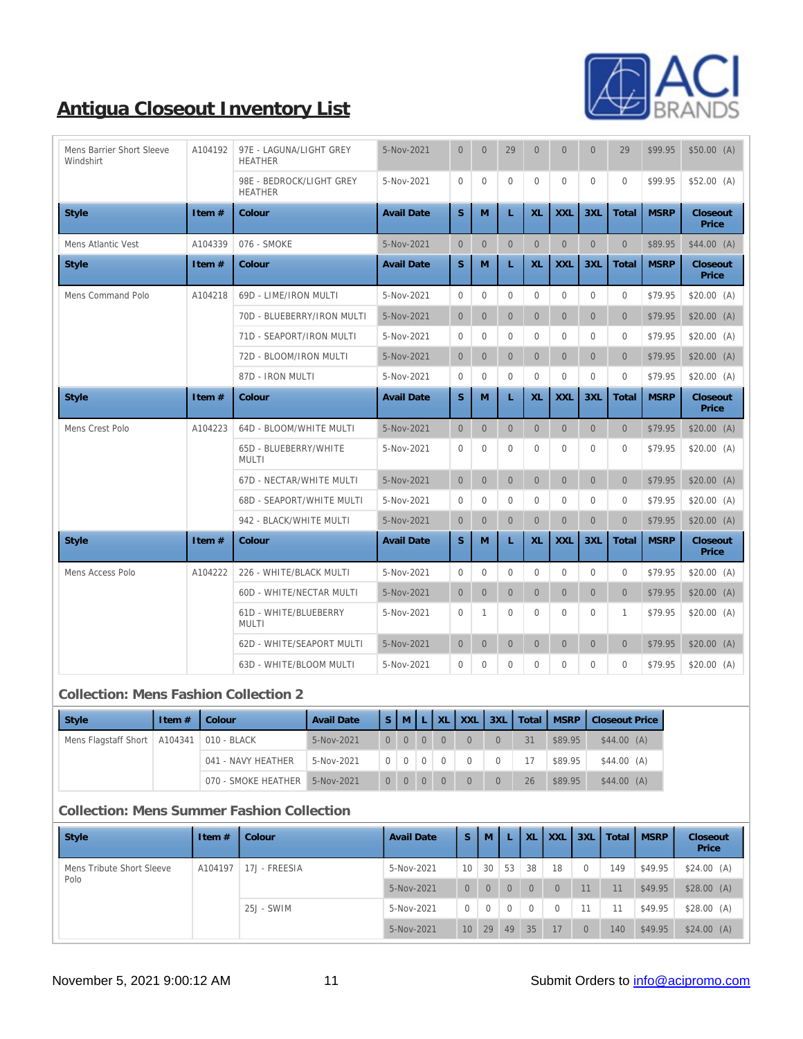# Antigua Closeout Inventory List

| Style | Item # | Colour | Avail Date | S | M | L | XL | XXL | 3XL | Total | MSRP | Closeout Price |
|---|---|---|---|---|---|---|---|---|---|---|---|---|
| Mens Barrier Short Sleeve Windshirt | A104192 | 97E - LAGUNA/LIGHT GREY HEATHER | 5-Nov-2021 | 0 | 0 | 29 | 0 | 0 | 0 | 29 | $99.95 | $50.00 (A) |
| | | 98E - BEDROCK/LIGHT GREY HEATHER | 5-Nov-2021 | 0 | 0 | 0 | 0 | 0 | 0 | 0 | $99.95 | $52.00 (A) |

| Style | Item # | Colour | Avail Date | S | M | L | XL | XXL | 3XL | Total | MSRP | Closeout Price |
|---|---|---|---|---|---|---|---|---|---|---|---|---|
| Mens Atlantic Vest | A104339 | 076 - SMOKE | 5-Nov-2021 | 0 | 0 | 0 | 0 | 0 | 0 | 0 | $89.95 | $44.00 (A) |

| Style | Item # | Colour | Avail Date | S | M | L | XL | XXL | 3XL | Total | MSRP | Closeout Price |
|---|---|---|---|---|---|---|---|---|---|---|---|---|
| Mens Command Polo | A104218 | 69D - LIME/IRON MULTI | 5-Nov-2021 | 0 | 0 | 0 | 0 | 0 | 0 | 0 | $79.95 | $20.00 (A) |
| | | 70D - BLUEBERRY/IRON MULTI | 5-Nov-2021 | 0 | 0 | 0 | 0 | 0 | 0 | 0 | $79.95 | $20.00 (A) |
| | | 71D - SEAPORT/IRON MULTI | 5-Nov-2021 | 0 | 0 | 0 | 0 | 0 | 0 | 0 | $79.95 | $20.00 (A) |
| | | 72D - BLOOM/IRON MULTI | 5-Nov-2021 | 0 | 0 | 0 | 0 | 0 | 0 | 0 | $79.95 | $20.00 (A) |
| | | 87D - IRON MULTI | 5-Nov-2021 | 0 | 0 | 0 | 0 | 0 | 0 | 0 | $79.95 | $20.00 (A) |

| Style | Item # | Colour | Avail Date | S | M | L | XL | XXL | 3XL | Total | MSRP | Closeout Price |
|---|---|---|---|---|---|---|---|---|---|---|---|---|
| Mens Crest Polo | A104223 | 64D - BLOOM/WHITE MULTI | 5-Nov-2021 | 0 | 0 | 0 | 0 | 0 | 0 | 0 | $79.95 | $20.00 (A) |
| | | 65D - BLUEBERRY/WHITE MULTI | 5-Nov-2021 | 0 | 0 | 0 | 0 | 0 | 0 | 0 | $79.95 | $20.00 (A) |
| | | 67D - NECTAR/WHITE MULTI | 5-Nov-2021 | 0 | 0 | 0 | 0 | 0 | 0 | 0 | $79.95 | $20.00 (A) |
| | | 68D - SEAPORT/WHITE MULTI | 5-Nov-2021 | 0 | 0 | 0 | 0 | 0 | 0 | 0 | $79.95 | $20.00 (A) |
| | | 942 - BLACK/WHITE MULTI | 5-Nov-2021 | 0 | 0 | 0 | 0 | 0 | 0 | 0 | $79.95 | $20.00 (A) |

| Style | Item # | Colour | Avail Date | S | M | L | XL | XXL | 3XL | Total | MSRP | Closeout Price |
|---|---|---|---|---|---|---|---|---|---|---|---|---|
| Mens Access Polo | A104222 | 226 - WHITE/BLACK MULTI | 5-Nov-2021 | 0 | 0 | 0 | 0 | 0 | 0 | 0 | $79.95 | $20.00 (A) |
| | | 60D - WHITE/NECTAR MULTI | 5-Nov-2021 | 0 | 0 | 0 | 0 | 0 | 0 | 0 | $79.95 | $20.00 (A) |
| | | 61D - WHITE/BLUEBERRY MULTI | 5-Nov-2021 | 0 | 1 | 0 | 0 | 0 | 0 | 1 | $79.95 | $20.00 (A) |
| | | 62D - WHITE/SEAPORT MULTI | 5-Nov-2021 | 0 | 0 | 0 | 0 | 0 | 0 | 0 | $79.95 | $20.00 (A) |
| | | 63D - WHITE/BLOOM MULTI | 5-Nov-2021 | 0 | 0 | 0 | 0 | 0 | 0 | 0 | $79.95 | $20.00 (A) |

### Collection: Mens Fashion Collection 2

| Style | Item # | Colour | Avail Date | S | M | L | XL | XXL | 3XL | Total | MSRP | Closeout Price |
|---|---|---|---|---|---|---|---|---|---|---|---|---|
| Mens Flagstaff Short | A104341 | 010 - BLACK | 5-Nov-2021 | 0 | 0 | 0 | 0 | 0 | 0 | 31 | $89.95 | $44.00 (A) |
| | | 041 - NAVY HEATHER | 5-Nov-2021 | 0 | 0 | 0 | 0 | 0 | 0 | 17 | $89.95 | $44.00 (A) |
| | | 070 - SMOKE HEATHER | 5-Nov-2021 | 0 | 0 | 0 | 0 | 0 | 0 | 26 | $89.95 | $44.00 (A) |

### Collection: Mens Summer Fashion Collection

| Style | Item # | Colour | Avail Date | S | M | L | XL | XXL | 3XL | Total | MSRP | Closeout Price |
|---|---|---|---|---|---|---|---|---|---|---|---|---|
| Mens Tribute Short Sleeve Polo | A104197 | 17J - FREESIA | 5-Nov-2021 | 10 | 30 | 53 | 38 | 18 | 0 | 149 | $49.95 | $24.00 (A) |
| | | | 5-Nov-2021 | 0 | 0 | 0 | 0 | 0 | 11 | 11 | $49.95 | $28.00 (A) |
| | | 25J - SWIM | 5-Nov-2021 | 0 | 0 | 0 | 0 | 0 | 11 | 11 | $49.95 | $28.00 (A) |
| | | | 5-Nov-2021 | 10 | 29 | 49 | 35 | 17 | 0 | 140 | $49.95 | $24.00 (A) |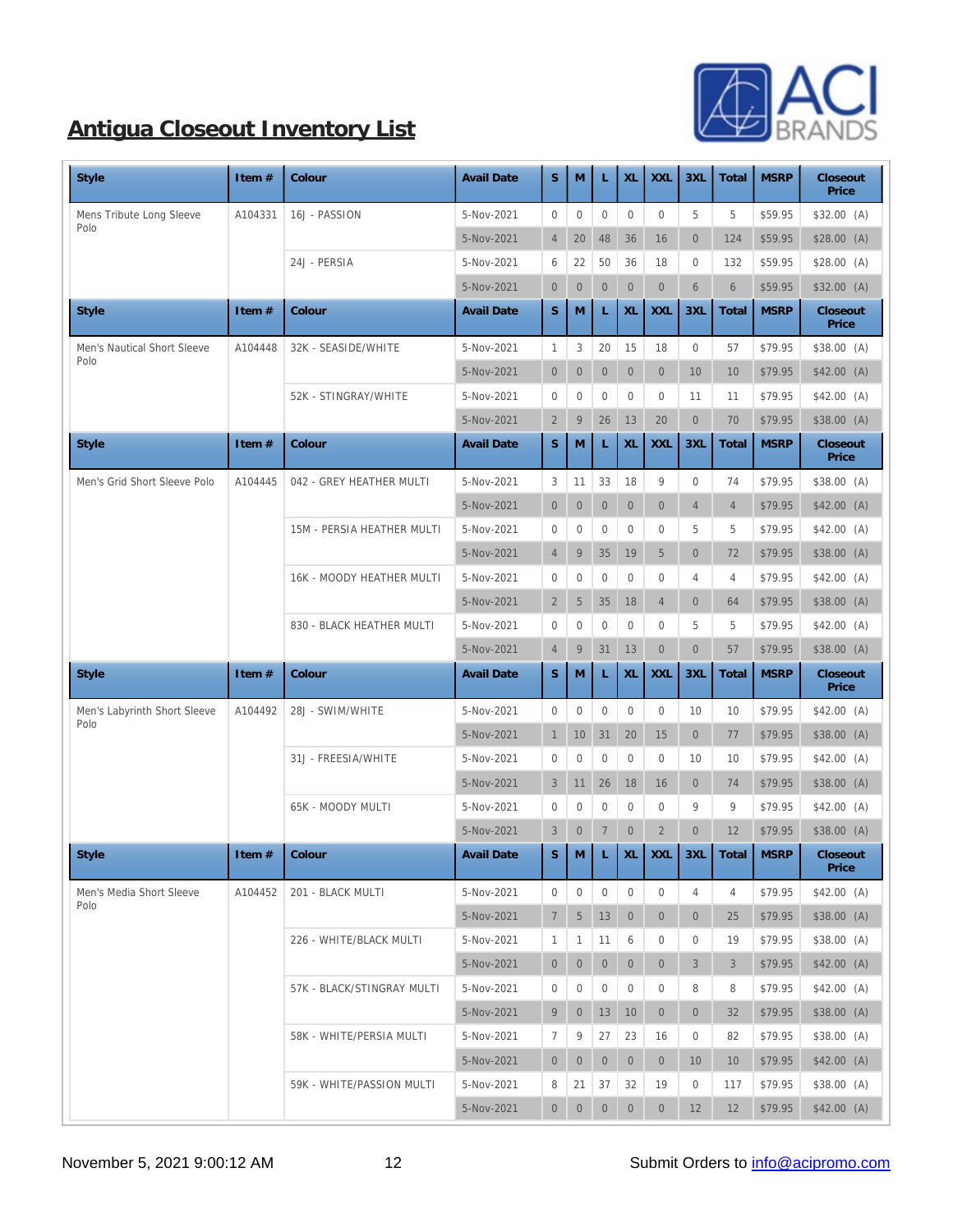# Antigua Closeout Inventory List

| Style | Item # | Colour | Avail Date | S | M | L | XL | XXL | 3XL | Total | MSRP | Closeout Price |
|---|---|---|---|---|---|---|---|---|---|---|---|---|
| Mens Tribute Long Sleeve Polo | A104331 | 16J - PASSION | 5-Nov-2021 | 0 | 0 | 0 | 0 | 0 | 5 | 5 | $59.95 | $32.00 (A) |
| | | | 5-Nov-2021 | 4 | 20 | 48 | 36 | 16 | 0 | 124 | $59.95 | $28.00 (A) |
| | | 24J - PERSIA | 5-Nov-2021 | 6 | 22 | 50 | 36 | 18 | 0 | 132 | $59.95 | $28.00 (A) |
| | | | 5-Nov-2021 | 0 | 0 | 0 | 0 | 0 | 6 | 6 | $59.95 | $32.00 (A) |

| Style | Item # | Colour | Avail Date | S | M | L | XL | XXL | 3XL | Total | MSRP | Closeout Price |
|---|---|---|---|---|---|---|---|---|---|---|---|---|
| Men's Nautical Short Sleeve Polo | A104448 | 32K - SEASIDE/WHITE | 5-Nov-2021 | 1 | 3 | 20 | 15 | 18 | 0 | 57 | $79.95 | $38.00 (A) |
| | | | 5-Nov-2021 | 0 | 0 | 0 | 0 | 0 | 10 | 10 | $79.95 | $42.00 (A) |
| | | 52K - STINGRAY/WHITE | 5-Nov-2021 | 0 | 0 | 0 | 0 | 0 | 11 | 11 | $79.95 | $42.00 (A) |
| | | | 5-Nov-2021 | 2 | 9 | 26 | 13 | 20 | 0 | 70 | $79.95 | $38.00 (A) |

| Style | Item # | Colour | Avail Date | S | M | L | XL | XXL | 3XL | Total | MSRP | Closeout Price |
|---|---|---|---|---|---|---|---|---|---|---|---|---|
| Men's Grid Short Sleeve Polo | A104445 | 042 - GREY HEATHER MULTI | 5-Nov-2021 | 3 | 11 | 33 | 18 | 9 | 0 | 74 | $79.95 | $38.00 (A) |
| | | | 5-Nov-2021 | 0 | 0 | 0 | 0 | 0 | 4 | 4 | $79.95 | $42.00 (A) |
| | | 15M - PERSIA HEATHER MULTI | 5-Nov-2021 | 0 | 0 | 0 | 0 | 0 | 5 | 5 | $79.95 | $42.00 (A) |
| | | | 5-Nov-2021 | 4 | 9 | 35 | 19 | 5 | 0 | 72 | $79.95 | $38.00 (A) |
| | | 16K - MOODY HEATHER MULTI | 5-Nov-2021 | 0 | 0 | 0 | 0 | 0 | 4 | 4 | $79.95 | $42.00 (A) |
| | | | 5-Nov-2021 | 2 | 5 | 35 | 18 | 4 | 0 | 64 | $79.95 | $38.00 (A) |
| | | 830 - BLACK HEATHER MULTI | 5-Nov-2021 | 0 | 0 | 0 | 0 | 0 | 5 | 5 | $79.95 | $42.00 (A) |
| | | | 5-Nov-2021 | 4 | 9 | 31 | 13 | 0 | 0 | 57 | $79.95 | $38.00 (A) |

| Style | Item # | Colour | Avail Date | S | M | L | XL | XXL | 3XL | Total | MSRP | Closeout Price |
|---|---|---|---|---|---|---|---|---|---|---|---|---|
| Men's Labyrinth Short Sleeve Polo | A104492 | 28J - SWIM/WHITE | 5-Nov-2021 | 0 | 0 | 0 | 0 | 0 | 10 | 10 | $79.95 | $42.00 (A) |
| | | | 5-Nov-2021 | 1 | 10 | 31 | 20 | 15 | 0 | 77 | $79.95 | $38.00 (A) |
| | | 31J - FREESIA/WHITE | 5-Nov-2021 | 0 | 0 | 0 | 0 | 0 | 10 | 10 | $79.95 | $42.00 (A) |
| | | | 5-Nov-2021 | 3 | 11 | 26 | 18 | 16 | 0 | 74 | $79.95 | $38.00 (A) |
| | | 65K - MOODY MULTI | 5-Nov-2021 | 0 | 0 | 0 | 0 | 0 | 9 | 9 | $79.95 | $42.00 (A) |
| | | | 5-Nov-2021 | 3 | 0 | 7 | 0 | 2 | 0 | 12 | $79.95 | $38.00 (A) |

| Style | Item # | Colour | Avail Date | S | M | L | XL | XXL | 3XL | Total | MSRP | Closeout Price |
|---|---|---|---|---|---|---|---|---|---|---|---|---|
| Men's Media Short Sleeve Polo | A104452 | 201 - BLACK MULTI | 5-Nov-2021 | 0 | 0 | 0 | 0 | 0 | 4 | 4 | $79.95 | $42.00 (A) |
| | | | 5-Nov-2021 | 7 | 5 | 13 | 0 | 0 | 0 | 25 | $79.95 | $38.00 (A) |
| | | 226 - WHITE/BLACK MULTI | 5-Nov-2021 | 1 | 1 | 11 | 6 | 0 | 0 | 19 | $79.95 | $38.00 (A) |
| | | | 5-Nov-2021 | 0 | 0 | 0 | 0 | 0 | 3 | 3 | $79.95 | $42.00 (A) |
| | | 57K - BLACK/STINGRAY MULTI | 5-Nov-2021 | 0 | 0 | 0 | 0 | 0 | 8 | 8 | $79.95 | $42.00 (A) |
| | | | 5-Nov-2021 | 9 | 0 | 13 | 10 | 0 | 0 | 32 | $79.95 | $38.00 (A) |
| | | 58K - WHITE/PERSIA MULTI | 5-Nov-2021 | 7 | 9 | 27 | 23 | 16 | 0 | 82 | $79.95 | $38.00 (A) |
| | | | 5-Nov-2021 | 0 | 0 | 0 | 0 | 0 | 10 | 10 | $79.95 | $42.00 (A) |
| | | 59K - WHITE/PASSION MULTI | 5-Nov-2021 | 8 | 21 | 37 | 32 | 19 | 0 | 117 | $79.95 | $38.00 (A) |
| | | | 5-Nov-2021 | 0 | 0 | 0 | 0 | 0 | 12 | 12 | $79.95 | $42.00 (A) |

November 5, 2021 9:00:12 AM

Submit Orders to info@acipromo.com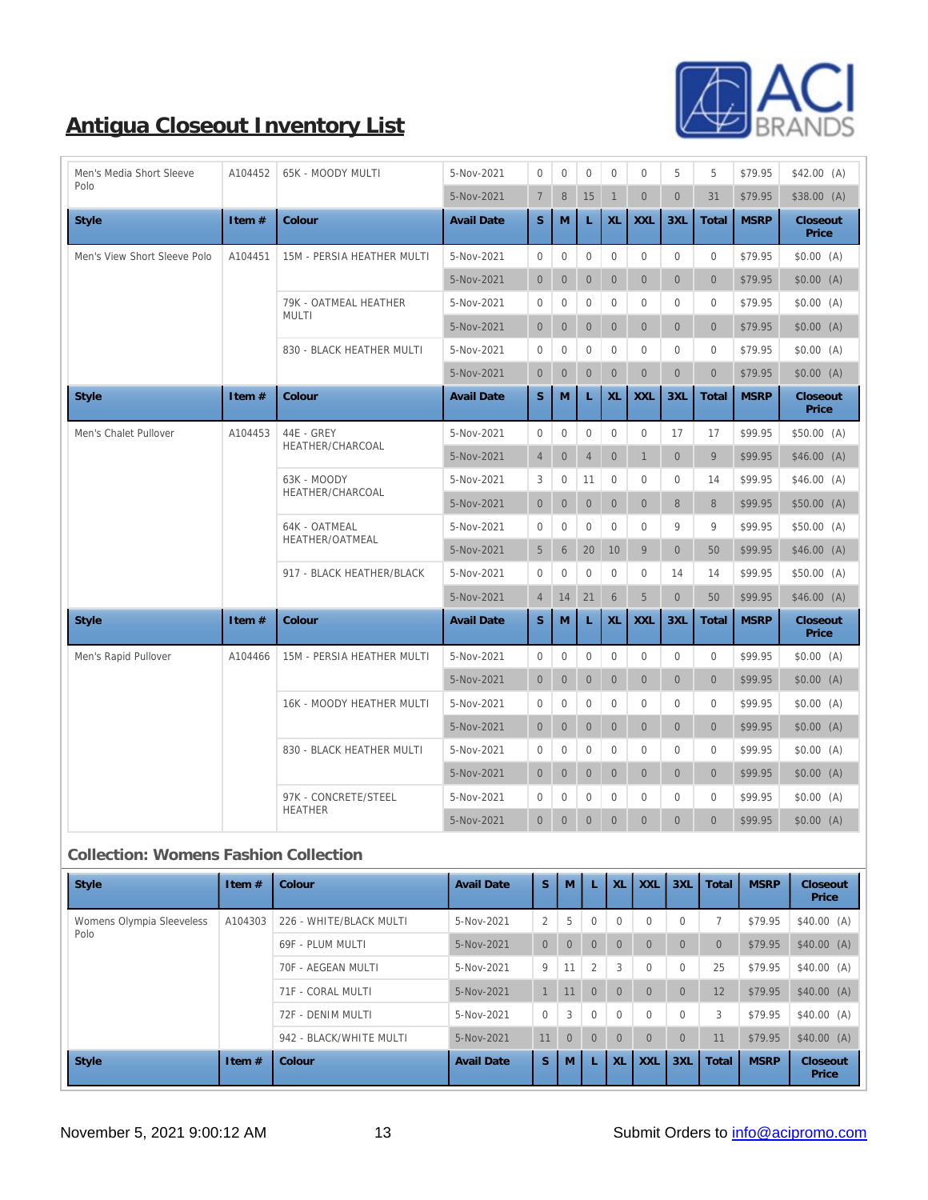# Antigua Closeout Inventory List

| Style | Item # | Colour | Avail Date | S | M | L | XL | XXL | 3XL | Total | MSRP | Closeout Price |
|---|---|---|---|---|---|---|---|---|---|---|---|---|
| Men's Media Short Sleeve Polo | A104452 | 65K - MOODY MULTI | 5-Nov-2021 | 0 | 0 | 0 | 0 | 0 | 5 | 5 | $79.95 | $42.00 (A) |
| | | | 5-Nov-2021 | 7 | 8 | 15 | 1 | 0 | 0 | 31 | $79.95 | $38.00 (A) |

| Style | Item # | Colour | Avail Date | S | M | L | XL | XXL | 3XL | Total | MSRP | Closeout Price |
|---|---|---|---|---|---|---|---|---|---|---|---|---|
| Men's View Short Sleeve Polo | A104451 | 15M - PERSIA HEATHER MULTI | 5-Nov-2021 | 0 | 0 | 0 | 0 | 0 | 0 | 0 | $79.95 | $0.00 (A) |
| | | | 5-Nov-2021 | 0 | 0 | 0 | 0 | 0 | 0 | 0 | $79.95 | $0.00 (A) |
| | | 79K - OATMEAL HEATHER MULTI | 5-Nov-2021 | 0 | 0 | 0 | 0 | 0 | 0 | 0 | $79.95 | $0.00 (A) |
| | | | 5-Nov-2021 | 0 | 0 | 0 | 0 | 0 | 0 | 0 | $79.95 | $0.00 (A) |
| | | 830 - BLACK HEATHER MULTI | 5-Nov-2021 | 0 | 0 | 0 | 0 | 0 | 0 | 0 | $79.95 | $0.00 (A) |
| | | | 5-Nov-2021 | 0 | 0 | 0 | 0 | 0 | 0 | 0 | $79.95 | $0.00 (A) |

| Style | Item # | Colour | Avail Date | S | M | L | XL | XXL | 3XL | Total | MSRP | Closeout Price |
|---|---|---|---|---|---|---|---|---|---|---|---|---|
| Men's Chalet Pullover | A104453 | 44E - GREY HEATHER/CHARCOAL | 5-Nov-2021 | 0 | 0 | 0 | 0 | 0 | 17 | 17 | $99.95 | $50.00 (A) |
| | | | 5-Nov-2021 | 4 | 0 | 4 | 0 | 1 | 0 | 9 | $99.95 | $46.00 (A) |
| | | 63K - MOODY HEATHER/CHARCOAL | 5-Nov-2021 | 3 | 0 | 11 | 0 | 0 | 0 | 14 | $99.95 | $46.00 (A) |
| | | | 5-Nov-2021 | 0 | 0 | 0 | 0 | 0 | 8 | 8 | $99.95 | $50.00 (A) |
| | | 64K - OATMEAL HEATHER/OATMEAL | 5-Nov-2021 | 0 | 0 | 0 | 0 | 0 | 9 | 9 | $99.95 | $50.00 (A) |
| | | | 5-Nov-2021 | 5 | 6 | 20 | 10 | 9 | 0 | 50 | $99.95 | $46.00 (A) |
| | | 917 - BLACK HEATHER/BLACK | 5-Nov-2021 | 0 | 0 | 0 | 0 | 0 | 14 | 14 | $99.95 | $50.00 (A) |
| | | | 5-Nov-2021 | 4 | 14 | 21 | 6 | 5 | 0 | 50 | $99.95 | $46.00 (A) |

| Style | Item # | Colour | Avail Date | S | M | L | XL | XXL | 3XL | Total | MSRP | Closeout Price |
|---|---|---|---|---|---|---|---|---|---|---|---|---|
| Men's Rapid Pullover | A104466 | 15M - PERSIA HEATHER MULTI | 5-Nov-2021 | 0 | 0 | 0 | 0 | 0 | 0 | 0 | $99.95 | $0.00 (A) |
| | | | 5-Nov-2021 | 0 | 0 | 0 | 0 | 0 | 0 | 0 | $99.95 | $0.00 (A) |
| | | 16K - MOODY HEATHER MULTI | 5-Nov-2021 | 0 | 0 | 0 | 0 | 0 | 0 | 0 | $99.95 | $0.00 (A) |
| | | | 5-Nov-2021 | 0 | 0 | 0 | 0 | 0 | 0 | 0 | $99.95 | $0.00 (A) |
| | | 830 - BLACK HEATHER MULTI | 5-Nov-2021 | 0 | 0 | 0 | 0 | 0 | 0 | 0 | $99.95 | $0.00 (A) |
| | | | 5-Nov-2021 | 0 | 0 | 0 | 0 | 0 | 0 | 0 | $99.95 | $0.00 (A) |
| | | 97K - CONCRETE/STEEL HEATHER | 5-Nov-2021 | 0 | 0 | 0 | 0 | 0 | 0 | 0 | $99.95 | $0.00 (A) |
| | | | 5-Nov-2021 | 0 | 0 | 0 | 0 | 0 | 0 | 0 | $99.95 | $0.00 (A) |

### Collection: Womens Fashion Collection

| Style | Item # | Colour | Avail Date | S | M | L | XL | XXL | 3XL | Total | MSRP | Closeout Price |
|---|---|---|---|---|---|---|---|---|---|---|---|---|
| Womens Olympia Sleeveless Polo | A104303 | 226 - WHITE/BLACK MULTI | 5-Nov-2021 | 2 | 5 | 0 | 0 | 0 | 0 | 7 | $79.95 | $40.00 (A) |
| | | 69F - PLUM MULTI | 5-Nov-2021 | 0 | 0 | 0 | 0 | 0 | 0 | 0 | $79.95 | $40.00 (A) |
| | | 70F - AEGEAN MULTI | 5-Nov-2021 | 9 | 11 | 2 | 3 | 0 | 0 | 25 | $79.95 | $40.00 (A) |
| | | 71F - CORAL MULTI | 5-Nov-2021 | 1 | 11 | 0 | 0 | 0 | 0 | 12 | $79.95 | $40.00 (A) |
| | | 72F - DENIM MULTI | 5-Nov-2021 | 0 | 3 | 0 | 0 | 0 | 0 | 3 | $79.95 | $40.00 (A) |
| | | 942 - BLACK/WHITE MULTI | 5-Nov-2021 | 11 | 0 | 0 | 0 | 0 | 0 | 11 | $79.95 | $40.00 (A) |

| Style | Item # | Colour | Avail Date | S | M | L | XL | XXL | 3XL | Total | MSRP | Closeout Price |
|---|---|---|---|---|---|---|---|---|---|---|---|---|

November 5, 2021 9:00:12 AM

Submit Orders to info@acipromo.com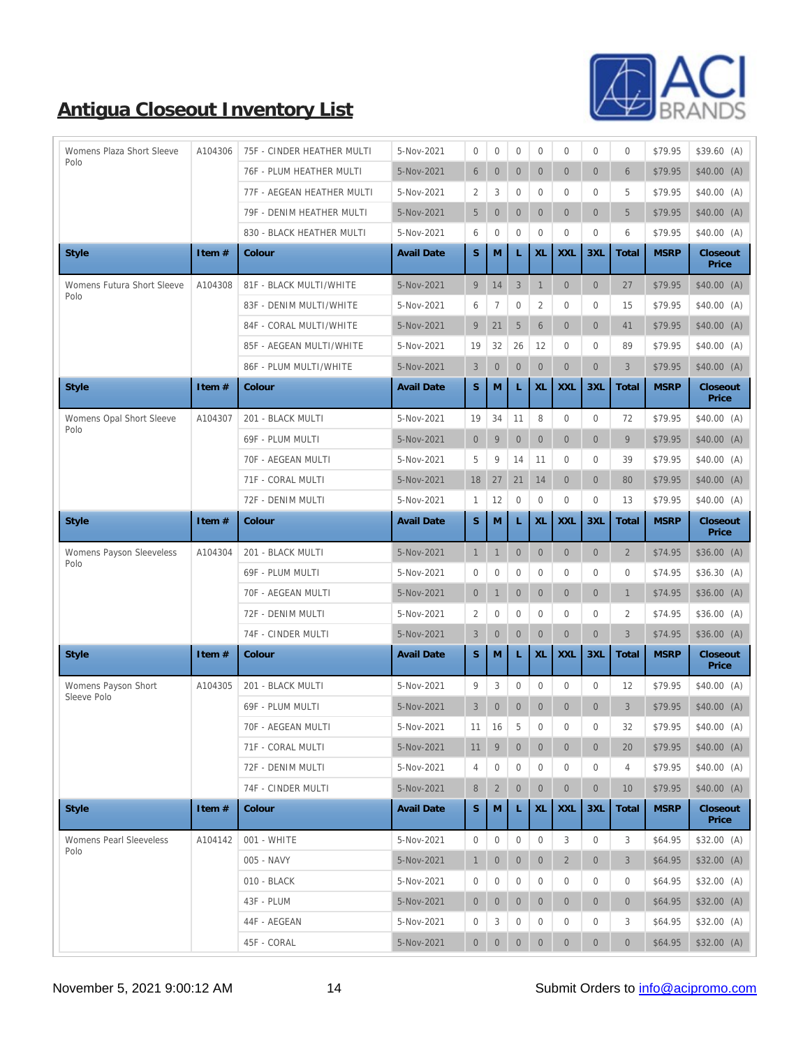# Antigua Closeout Inventory List

| Style | Item # | Colour | Avail Date | S | M | L | XL | XXL | 3XL | Total | MSRP | Closeout Price |
|---|---|---|---|---|---|---|---|---|---|---|---|---|
| Womens Plaza Short Sleeve Polo | A104306 | 75F - CINDER HEATHER MULTI | 5-Nov-2021 | 0 | 0 | 0 | 0 | 0 | 0 | 0 | $79.95 | $39.60 (A) |
| | | 76F - PLUM HEATHER MULTI | 5-Nov-2021 | 6 | 0 | 0 | 0 | 0 | 0 | 6 | $79.95 | $40.00 (A) |
| | | 77F - AEGEAN HEATHER MULTI | 5-Nov-2021 | 2 | 3 | 0 | 0 | 0 | 0 | 5 | $79.95 | $40.00 (A) |
| | | 79F - DENIM HEATHER MULTI | 5-Nov-2021 | 5 | 0 | 0 | 0 | 0 | 0 | 5 | $79.95 | $40.00 (A) |
| | | 830 - BLACK HEATHER MULTI | 5-Nov-2021 | 6 | 0 | 0 | 0 | 0 | 0 | 6 | $79.95 | $40.00 (A) |

| Style | Item # | Colour | Avail Date | S | M | L | XL | XXL | 3XL | Total | MSRP | Closeout Price |
|---|---|---|---|---|---|---|---|---|---|---|---|---|
| Womens Futura Short Sleeve Polo | A104308 | 81F - BLACK MULTI/WHITE | 5-Nov-2021 | 9 | 14 | 3 | 1 | 0 | 0 | 27 | $79.95 | $40.00 (A) |
| | | 83F - DENIM MULTI/WHITE | 5-Nov-2021 | 6 | 7 | 0 | 2 | 0 | 0 | 15 | $79.95 | $40.00 (A) |
| | | 84F - CORAL MULTI/WHITE | 5-Nov-2021 | 9 | 21 | 5 | 6 | 0 | 0 | 41 | $79.95 | $40.00 (A) |
| | | 85F - AEGEAN MULTI/WHITE | 5-Nov-2021 | 19 | 32 | 26 | 12 | 0 | 0 | 89 | $79.95 | $40.00 (A) |
| | | 86F - PLUM MULTI/WHITE | 5-Nov-2021 | 3 | 0 | 0 | 0 | 0 | 0 | 3 | $79.95 | $40.00 (A) |

| Style | Item # | Colour | Avail Date | S | M | L | XL | XXL | 3XL | Total | MSRP | Closeout Price |
|---|---|---|---|---|---|---|---|---|---|---|---|---|
| Womens Opal Short Sleeve Polo | A104307 | 201 - BLACK MULTI | 5-Nov-2021 | 19 | 34 | 11 | 8 | 0 | 0 | 72 | $79.95 | $40.00 (A) |
| | | 69F - PLUM MULTI | 5-Nov-2021 | 0 | 9 | 0 | 0 | 0 | 0 | 9 | $79.95 | $40.00 (A) |
| | | 70F - AEGEAN MULTI | 5-Nov-2021 | 5 | 9 | 14 | 11 | 0 | 0 | 39 | $79.95 | $40.00 (A) |
| | | 71F - CORAL MULTI | 5-Nov-2021 | 18 | 27 | 21 | 14 | 0 | 0 | 80 | $79.95 | $40.00 (A) |
| | | 72F - DENIM MULTI | 5-Nov-2021 | 1 | 12 | 0 | 0 | 0 | 0 | 13 | $79.95 | $40.00 (A) |

| Style | Item # | Colour | Avail Date | S | M | L | XL | XXL | 3XL | Total | MSRP | Closeout Price |
|---|---|---|---|---|---|---|---|---|---|---|---|---|
| Womens Payson Sleeveless Polo | A104304 | 201 - BLACK MULTI | 5-Nov-2021 | 1 | 1 | 0 | 0 | 0 | 0 | 2 | $74.95 | $36.00 (A) |
| | | 69F - PLUM MULTI | 5-Nov-2021 | 0 | 0 | 0 | 0 | 0 | 0 | 0 | $74.95 | $36.30 (A) |
| | | 70F - AEGEAN MULTI | 5-Nov-2021 | 0 | 1 | 0 | 0 | 0 | 0 | 1 | $74.95 | $36.00 (A) |
| | | 72F - DENIM MULTI | 5-Nov-2021 | 2 | 0 | 0 | 0 | 0 | 0 | 2 | $74.95 | $36.00 (A) |
| | | 74F - CINDER MULTI | 5-Nov-2021 | 3 | 0 | 0 | 0 | 0 | 0 | 3 | $74.95 | $36.00 (A) |

| Style | Item # | Colour | Avail Date | S | M | L | XL | XXL | 3XL | Total | MSRP | Closeout Price |
|---|---|---|---|---|---|---|---|---|---|---|---|---|
| Womens Payson Short Sleeve Polo | A104305 | 201 - BLACK MULTI | 5-Nov-2021 | 9 | 3 | 0 | 0 | 0 | 0 | 12 | $79.95 | $40.00 (A) |
| | | 69F - PLUM MULTI | 5-Nov-2021 | 3 | 0 | 0 | 0 | 0 | 0 | 3 | $79.95 | $40.00 (A) |
| | | 70F - AEGEAN MULTI | 5-Nov-2021 | 11 | 16 | 5 | 0 | 0 | 0 | 32 | $79.95 | $40.00 (A) |
| | | 71F - CORAL MULTI | 5-Nov-2021 | 11 | 9 | 0 | 0 | 0 | 0 | 20 | $79.95 | $40.00 (A) |
| | | 72F - DENIM MULTI | 5-Nov-2021 | 4 | 0 | 0 | 0 | 0 | 0 | 4 | $79.95 | $40.00 (A) |
| | | 74F - CINDER MULTI | 5-Nov-2021 | 8 | 2 | 0 | 0 | 0 | 0 | 10 | $79.95 | $40.00 (A) |

| Style | Item # | Colour | Avail Date | S | M | L | XL | XXL | 3XL | Total | MSRP | Closeout Price |
|---|---|---|---|---|---|---|---|---|---|---|---|---|
| Womens Pearl Sleeveless Polo | A104142 | 001 - WHITE | 5-Nov-2021 | 0 | 0 | 0 | 0 | 3 | 0 | 3 | $64.95 | $32.00 (A) |
| | | 005 - NAVY | 5-Nov-2021 | 1 | 0 | 0 | 0 | 2 | 0 | 3 | $64.95 | $32.00 (A) |
| | | 010 - BLACK | 5-Nov-2021 | 0 | 0 | 0 | 0 | 0 | 0 | 0 | $64.95 | $32.00 (A) |
| | | 43F - PLUM | 5-Nov-2021 | 0 | 0 | 0 | 0 | 0 | 0 | 0 | $64.95 | $32.00 (A) |
| | | 44F - AEGEAN | 5-Nov-2021 | 0 | 3 | 0 | 0 | 0 | 0 | 3 | $64.95 | $32.00 (A) |
| | | 45F - CORAL | 5-Nov-2021 | 0 | 0 | 0 | 0 | 0 | 0 | 0 | $64.95 | $32.00 (A) |

November 5, 2021 9:00:12 AM

Submit Orders to info@acipromo.com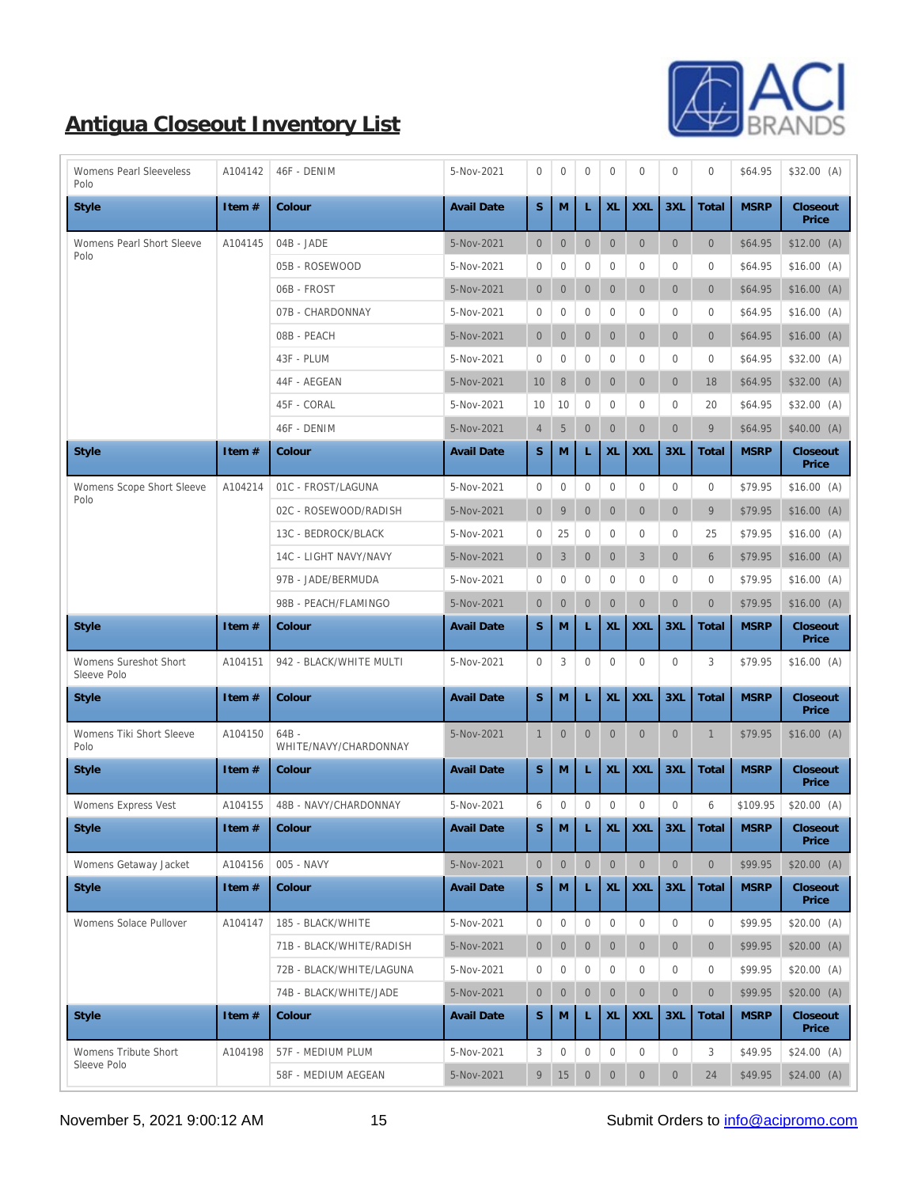## Antigua Closeout Inventory List

| Style | Item # | Colour | Avail Date | S | M | L | XL | XXL | 3XL | Total | MSRP | Closeout Price |
|---|---|---|---|---|---|---|---|---|---|---|---|---|
| Womens Pearl Sleeveless Polo | A104142 | 46F - DENIM | 5-Nov-2021 | 0 | 0 | 0 | 0 | 0 | 0 | 0 | $64.95 | $32.00 (A) |

| Style | Item # | Colour | Avail Date | S | M | L | XL | XXL | 3XL | Total | MSRP | Closeout Price |
|---|---|---|---|---|---|---|---|---|---|---|---|---|
| Womens Pearl Short Sleeve Polo | A104145 | 04B - JADE | 5-Nov-2021 | 0 | 0 | 0 | 0 | 0 | 0 | 0 | $64.95 | $12.00 (A) |
| | | 05B - ROSEWOOD | 5-Nov-2021 | 0 | 0 | 0 | 0 | 0 | 0 | 0 | $64.95 | $16.00 (A) |
| | | 06B - FROST | 5-Nov-2021 | 0 | 0 | 0 | 0 | 0 | 0 | 0 | $64.95 | $16.00 (A) |
| | | 07B - CHARDONNAY | 5-Nov-2021 | 0 | 0 | 0 | 0 | 0 | 0 | 0 | $64.95 | $16.00 (A) |
| | | 08B - PEACH | 5-Nov-2021 | 0 | 0 | 0 | 0 | 0 | 0 | 0 | $64.95 | $16.00 (A) |
| | | 43F - PLUM | 5-Nov-2021 | 0 | 0 | 0 | 0 | 0 | 0 | 0 | $64.95 | $32.00 (A) |
| | | 44F - AEGEAN | 5-Nov-2021 | 10 | 8 | 0 | 0 | 0 | 0 | 18 | $64.95 | $32.00 (A) |
| | | 45F - CORAL | 5-Nov-2021 | 10 | 10 | 0 | 0 | 0 | 0 | 20 | $64.95 | $32.00 (A) |
| | | 46F - DENIM | 5-Nov-2021 | 4 | 5 | 0 | 0 | 0 | 0 | 9 | $64.95 | $40.00 (A) |

| Style | Item # | Colour | Avail Date | S | M | L | XL | XXL | 3XL | Total | MSRP | Closeout Price |
|---|---|---|---|---|---|---|---|---|---|---|---|---|
| Womens Scope Short Sleeve Polo | A104214 | 01C - FROST/LAGUNA | 5-Nov-2021 | 0 | 0 | 0 | 0 | 0 | 0 | 0 | $79.95 | $16.00 (A) |
| | | 02C - ROSEWOOD/RADISH | 5-Nov-2021 | 0 | 9 | 0 | 0 | 0 | 0 | 9 | $79.95 | $16.00 (A) |
| | | 13C - BEDROCK/BLACK | 5-Nov-2021 | 0 | 25 | 0 | 0 | 0 | 0 | 25 | $79.95 | $16.00 (A) |
| | | 14C - LIGHT NAVY/NAVY | 5-Nov-2021 | 0 | 3 | 0 | 0 | 3 | 0 | 6 | $79.95 | $16.00 (A) |
| | | 97B - JADE/BERMUDA | 5-Nov-2021 | 0 | 0 | 0 | 0 | 0 | 0 | 0 | $79.95 | $16.00 (A) |
| | | 98B - PEACH/FLAMINGO | 5-Nov-2021 | 0 | 0 | 0 | 0 | 0 | 0 | 0 | $79.95 | $16.00 (A) |

| Style | Item # | Colour | Avail Date | S | M | L | XL | XXL | 3XL | Total | MSRP | Closeout Price |
|---|---|---|---|---|---|---|---|---|---|---|---|---|
| Womens Sureshot Short Sleeve Polo | A104151 | 942 - BLACK/WHITE MULTI | 5-Nov-2021 | 0 | 3 | 0 | 0 | 0 | 0 | 3 | $79.95 | $16.00 (A) |

| Style | Item # | Colour | Avail Date | S | M | L | XL | XXL | 3XL | Total | MSRP | Closeout Price |
|---|---|---|---|---|---|---|---|---|---|---|---|---|
| Womens Tiki Short Sleeve Polo | A104150 | 64B - WHITE/NAVY/CHARDONNAY | 5-Nov-2021 | 1 | 0 | 0 | 0 | 0 | 0 | 1 | $79.95 | $16.00 (A) |

| Style | Item # | Colour | Avail Date | S | M | L | XL | XXL | 3XL | Total | MSRP | Closeout Price |
|---|---|---|---|---|---|---|---|---|---|---|---|---|
| Womens Express Vest | A104155 | 48B - NAVY/CHARDONNAY | 5-Nov-2021 | 6 | 0 | 0 | 0 | 0 | 0 | 6 | $109.95 | $20.00 (A) |

| Style | Item # | Colour | Avail Date | S | M | L | XL | XXL | 3XL | Total | MSRP | Closeout Price |
|---|---|---|---|---|---|---|---|---|---|---|---|---|
| Womens Getaway Jacket | A104156 | 005 - NAVY | 5-Nov-2021 | 0 | 0 | 0 | 0 | 0 | 0 | 0 | $99.95 | $20.00 (A) |

| Style | Item # | Colour | Avail Date | S | M | L | XL | XXL | 3XL | Total | MSRP | Closeout Price |
|---|---|---|---|---|---|---|---|---|---|---|---|---|
| Womens Solace Pullover | A104147 | 185 - BLACK/WHITE | 5-Nov-2021 | 0 | 0 | 0 | 0 | 0 | 0 | 0 | $99.95 | $20.00 (A) |
| | | 71B - BLACK/WHITE/RADISH | 5-Nov-2021 | 0 | 0 | 0 | 0 | 0 | 0 | 0 | $99.95 | $20.00 (A) |
| | | 72B - BLACK/WHITE/LAGUNA | 5-Nov-2021 | 0 | 0 | 0 | 0 | 0 | 0 | 0 | $99.95 | $20.00 (A) |
| | | 74B - BLACK/WHITE/JADE | 5-Nov-2021 | 0 | 0 | 0 | 0 | 0 | 0 | 0 | $99.95 | $20.00 (A) |

| Style | Item # | Colour | Avail Date | S | M | L | XL | XXL | 3XL | Total | MSRP | Closeout Price |
|---|---|---|---|---|---|---|---|---|---|---|---|---|
| Womens Tribute Short Sleeve Polo | A104198 | 57F - MEDIUM PLUM | 5-Nov-2021 | 3 | 0 | 0 | 0 | 0 | 0 | 3 | $49.95 | $24.00 (A) |
| | | 58F - MEDIUM AEGEAN | 5-Nov-2021 | 9 | 15 | 0 | 0 | 0 | 0 | 24 | $49.95 | $24.00 (A) |

November 5, 2021 9:00:12 AM

Submit Orders to info@acipromo.com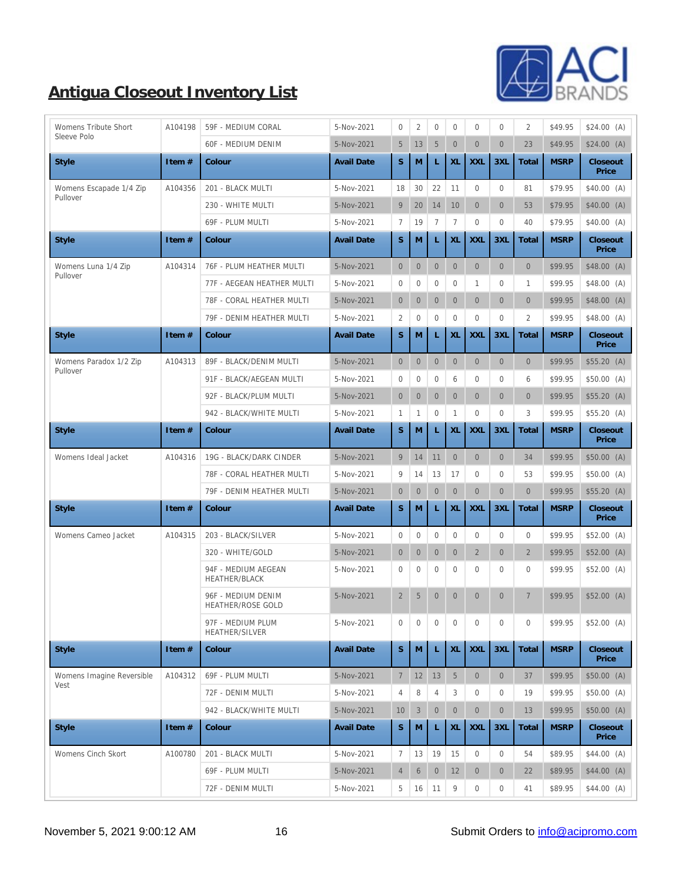## Antigua Closeout Inventory List

| Style | Item # | Colour | Avail Date | S | M | L | XL | XXL | 3XL | Total | MSRP | Closeout Price |
|---|---|---|---|---|---|---|---|---|---|---|---|---|
| Womens Tribute Short Sleeve Polo | A104198 | 59F - MEDIUM CORAL | 5-Nov-2021 | 0 | 2 | 0 | 0 | 0 | 0 | 2 | $49.95 | $24.00 (A) |
| | | 60F - MEDIUM DENIM | 5-Nov-2021 | 5 | 13 | 5 | 0 | 0 | 0 | 23 | $49.95 | $24.00 (A) |

| Style | Item # | Colour | Avail Date | S | M | L | XL | XXL | 3XL | Total | MSRP | Closeout Price |
|---|---|---|---|---|---|---|---|---|---|---|---|---|
| Womens Escapade 1/4 Zip Pullover | A104356 | 201 - BLACK MULTI | 5-Nov-2021 | 18 | 30 | 22 | 11 | 0 | 0 | 81 | $79.95 | $40.00 (A) |
| | | 230 - WHITE MULTI | 5-Nov-2021 | 9 | 20 | 14 | 10 | 0 | 0 | 53 | $79.95 | $40.00 (A) |
| | | 69F - PLUM MULTI | 5-Nov-2021 | 7 | 19 | 7 | 7 | 0 | 0 | 40 | $79.95 | $40.00 (A) |

| Style | Item # | Colour | Avail Date | S | M | L | XL | XXL | 3XL | Total | MSRP | Closeout Price |
|---|---|---|---|---|---|---|---|---|---|---|---|---|
| Womens Luna 1/4 Zip Pullover | A104314 | 76F - PLUM HEATHER MULTI | 5-Nov-2021 | 0 | 0 | 0 | 0 | 0 | 0 | 0 | $99.95 | $48.00 (A) |
| | | 77F - AEGEAN HEATHER MULTI | 5-Nov-2021 | 0 | 0 | 0 | 0 | 1 | 0 | 1 | $99.95 | $48.00 (A) |
| | | 78F - CORAL HEATHER MULTI | 5-Nov-2021 | 0 | 0 | 0 | 0 | 0 | 0 | 0 | $99.95 | $48.00 (A) |
| | | 79F - DENIM HEATHER MULTI | 5-Nov-2021 | 2 | 0 | 0 | 0 | 0 | 0 | 2 | $99.95 | $48.00 (A) |

| Style | Item # | Colour | Avail Date | S | M | L | XL | XXL | 3XL | Total | MSRP | Closeout Price |
|---|---|---|---|---|---|---|---|---|---|---|---|---|
| Womens Paradox 1/2 Zip Pullover | A104313 | 89F - BLACK/DENIM MULTI | 5-Nov-2021 | 0 | 0 | 0 | 0 | 0 | 0 | 0 | $99.95 | $55.20 (A) |
| | | 91F - BLACK/AEGEAN MULTI | 5-Nov-2021 | 0 | 0 | 0 | 6 | 0 | 0 | 6 | $99.95 | $50.00 (A) |
| | | 92F - BLACK/PLUM MULTI | 5-Nov-2021 | 0 | 0 | 0 | 0 | 0 | 0 | 0 | $99.95 | $55.20 (A) |
| | | 942 - BLACK/WHITE MULTI | 5-Nov-2021 | 1 | 1 | 0 | 1 | 0 | 0 | 3 | $99.95 | $55.20 (A) |

| Style | Item # | Colour | Avail Date | S | M | L | XL | XXL | 3XL | Total | MSRP | Closeout Price |
|---|---|---|---|---|---|---|---|---|---|---|---|---|
| Womens Ideal Jacket | A104316 | 19G - BLACK/DARK CINDER | 5-Nov-2021 | 9 | 14 | 11 | 0 | 0 | 0 | 34 | $99.95 | $50.00 (A) |
| | | 78F - CORAL HEATHER MULTI | 5-Nov-2021 | 9 | 14 | 13 | 17 | 0 | 0 | 53 | $99.95 | $50.00 (A) |
| | | 79F - DENIM HEATHER MULTI | 5-Nov-2021 | 0 | 0 | 0 | 0 | 0 | 0 | 0 | $99.95 | $55.20 (A) |

| Style | Item # | Colour | Avail Date | S | M | L | XL | XXL | 3XL | Total | MSRP | Closeout Price |
|---|---|---|---|---|---|---|---|---|---|---|---|---|
| Womens Cameo Jacket | A104315 | 203 - BLACK/SILVER | 5-Nov-2021 | 0 | 0 | 0 | 0 | 0 | 0 | 0 | $99.95 | $52.00 (A) |
| | | 320 - WHITE/GOLD | 5-Nov-2021 | 0 | 0 | 0 | 0 | 2 | 0 | 2 | $99.95 | $52.00 (A) |
| | | 94F - MEDIUM AEGEAN HEATHER/BLACK | 5-Nov-2021 | 0 | 0 | 0 | 0 | 0 | 0 | 0 | $99.95 | $52.00 (A) |
| | | 96F - MEDIUM DENIM HEATHER/ROSE GOLD | 5-Nov-2021 | 2 | 5 | 0 | 0 | 0 | 0 | 7 | $99.95 | $52.00 (A) |
| | | 97F - MEDIUM PLUM HEATHER/SILVER | 5-Nov-2021 | 0 | 0 | 0 | 0 | 0 | 0 | 0 | $99.95 | $52.00 (A) |

| Style | Item # | Colour | Avail Date | S | M | L | XL | XXL | 3XL | Total | MSRP | Closeout Price |
|---|---|---|---|---|---|---|---|---|---|---|---|---|
| Womens Imagine Reversible Vest | A104312 | 69F - PLUM MULTI | 5-Nov-2021 | 7 | 12 | 13 | 5 | 0 | 0 | 37 | $99.95 | $50.00 (A) |
| | | 72F - DENIM MULTI | 5-Nov-2021 | 4 | 8 | 4 | 3 | 0 | 0 | 19 | $99.95 | $50.00 (A) |
| | | 942 - BLACK/WHITE MULTI | 5-Nov-2021 | 10 | 3 | 0 | 0 | 0 | 0 | 13 | $99.95 | $50.00 (A) |

| Style | Item # | Colour | Avail Date | S | M | L | XL | XXL | 3XL | Total | MSRP | Closeout Price |
|---|---|---|---|---|---|---|---|---|---|---|---|---|
| Womens Cinch Skort | A100780 | 201 - BLACK MULTI | 5-Nov-2021 | 7 | 13 | 19 | 15 | 0 | 0 | 54 | $89.95 | $44.00 (A) |
| | | 69F - PLUM MULTI | 5-Nov-2021 | 4 | 6 | 0 | 12 | 0 | 0 | 22 | $89.95 | $44.00 (A) |
| | | 72F - DENIM MULTI | 5-Nov-2021 | 5 | 16 | 11 | 9 | 0 | 0 | 41 | $89.95 | $44.00 (A) |

November 5, 2021 9:00:12 AM

Submit Orders to info@acipromo.com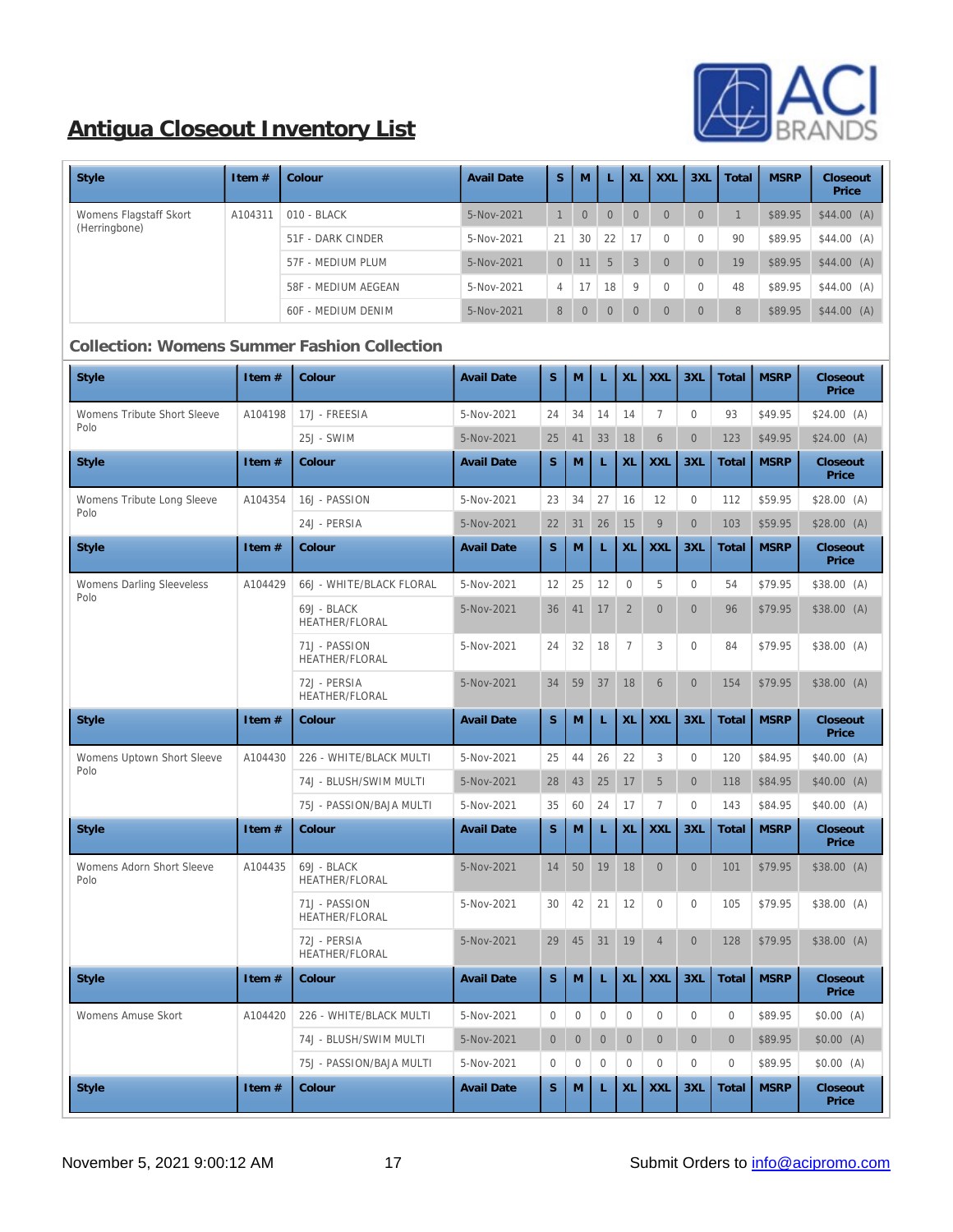# Antigua Closeout Inventory List

| Style | Item # | Colour | Avail Date | S | M | L | XL | XXL | 3XL | Total | MSRP | Closeout Price |
|---|---|---|---|---|---|---|---|---|---|---|---|---|
| Womens Flagstaff Skort (Herringbone) | A104311 | 010 - BLACK | 5-Nov-2021 | 1 | 0 | 0 | 0 | 0 | 0 | 1 | $89.95 | $44.00 (A) |
| | | 51F - DARK CINDER | 5-Nov-2021 | 21 | 30 | 22 | 17 | 0 | 0 | 90 | $89.95 | $44.00 (A) |
| | | 57F - MEDIUM PLUM | 5-Nov-2021 | 0 | 11 | 5 | 3 | 0 | 0 | 19 | $89.95 | $44.00 (A) |
| | | 58F - MEDIUM AEGEAN | 5-Nov-2021 | 4 | 17 | 18 | 9 | 0 | 0 | 48 | $89.95 | $44.00 (A) |
| | | 60F - MEDIUM DENIM | 5-Nov-2021 | 8 | 0 | 0 | 0 | 0 | 0 | 8 | $89.95 | $44.00 (A) |

## Collection: Womens Summer Fashion Collection

| Style | Item # | Colour | Avail Date | S | M | L | XL | XXL | 3XL | Total | MSRP | Closeout Price |
|---|---|---|---|---|---|---|---|---|---|---|---|---|
| Womens Tribute Short Sleeve Polo | A104198 | 17J - FREESIA | 5-Nov-2021 | 24 | 34 | 14 | 14 | 7 | 0 | 93 | $49.95 | $24.00 (A) |
| | | 25J - SWIM | 5-Nov-2021 | 25 | 41 | 33 | 18 | 6 | 0 | 123 | $49.95 | $24.00 (A) |
| Womens Tribute Long Sleeve Polo | A104354 | 16J - PASSION | 5-Nov-2021 | 23 | 34 | 27 | 16 | 12 | 0 | 112 | $59.95 | $28.00 (A) |
| | | 24J - PERSIA | 5-Nov-2021 | 22 | 31 | 26 | 15 | 9 | 0 | 103 | $59.95 | $28.00 (A) |
| Womens Darling Sleeveless Polo | A104429 | 66J - WHITE/BLACK FLORAL | 5-Nov-2021 | 12 | 25 | 12 | 0 | 5 | 0 | 54 | $79.95 | $38.00 (A) |
| | | 69J - BLACK HEATHER/FLORAL | 5-Nov-2021 | 36 | 41 | 17 | 2 | 0 | 0 | 96 | $79.95 | $38.00 (A) |
| | | 71J - PASSION HEATHER/FLORAL | 5-Nov-2021 | 24 | 32 | 18 | 7 | 3 | 0 | 84 | $79.95 | $38.00 (A) |
| | | 72J - PERSIA HEATHER/FLORAL | 5-Nov-2021 | 34 | 59 | 37 | 18 | 6 | 0 | 154 | $79.95 | $38.00 (A) |
| Womens Uptown Short Sleeve Polo | A104430 | 226 - WHITE/BLACK MULTI | 5-Nov-2021 | 25 | 44 | 26 | 22 | 3 | 0 | 120 | $84.95 | $40.00 (A) |
| | | 74J - BLUSH/SWIM MULTI | 5-Nov-2021 | 28 | 43 | 25 | 17 | 5 | 0 | 118 | $84.95 | $40.00 (A) |
| | | 75J - PASSION/BAJA MULTI | 5-Nov-2021 | 35 | 60 | 24 | 17 | 7 | 0 | 143 | $84.95 | $40.00 (A) |
| Womens Adorn Short Sleeve Polo | A104435 | 69J - BLACK HEATHER/FLORAL | 5-Nov-2021 | 14 | 50 | 19 | 18 | 0 | 0 | 101 | $79.95 | $38.00 (A) |
| | | 71J - PASSION HEATHER/FLORAL | 5-Nov-2021 | 30 | 42 | 21 | 12 | 0 | 0 | 105 | $79.95 | $38.00 (A) |
| | | 72J - PERSIA HEATHER/FLORAL | 5-Nov-2021 | 29 | 45 | 31 | 19 | 4 | 0 | 128 | $79.95 | $38.00 (A) |
| Womens Amuse Skort | A104420 | 226 - WHITE/BLACK MULTI | 5-Nov-2021 | 0 | 0 | 0 | 0 | 0 | 0 | 0 | $89.95 | $0.00 (A) |
| | | 74J - BLUSH/SWIM MULTI | 5-Nov-2021 | 0 | 0 | 0 | 0 | 0 | 0 | 0 | $89.95 | $0.00 (A) |
| | | 75J - PASSION/BAJA MULTI | 5-Nov-2021 | 0 | 0 | 0 | 0 | 0 | 0 | 0 | $89.95 | $0.00 (A) |

November 5, 2021 9:00:12 AM

Submit Orders to info@acipromo.com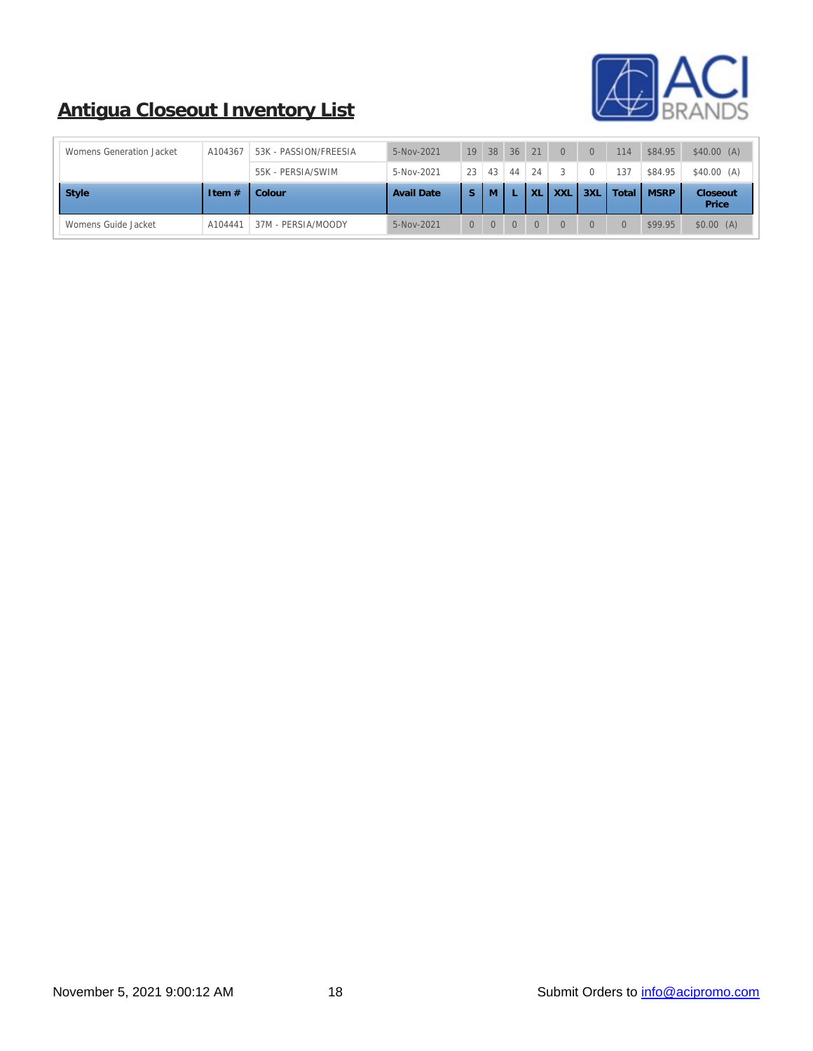## Antigua Closeout Inventory List

| Style | Item # | Colour | Avail Date | S | M | L | XL | XXL | 3XL | Total | MSRP | Closeout Price |
|---|---|---|---|---|---|---|---|---|---|---|---|---|
| Womens Generation Jacket | A104367 | 53K - PASSION/FREESIA | 5-Nov-2021 | 19 | 38 | 36 | 21 | 0 | 0 | 114 | $84.95 | $40.00 (A) |
| | | 55K - PERSIA/SWIM | 5-Nov-2021 | 23 | 43 | 44 | 24 | 3 | 0 | 137 | $84.95 | $40.00 (A) |
| Womens Guide Jacket | A104441 | 37M - PERSIA/MOODY | 5-Nov-2021 | 0 | 0 | 0 | 0 | 0 | 0 | 0 | $99.95 | $0.00 (A) |

November 5, 2021 9:00:12 AM

Submit Orders to info@acipromo.com